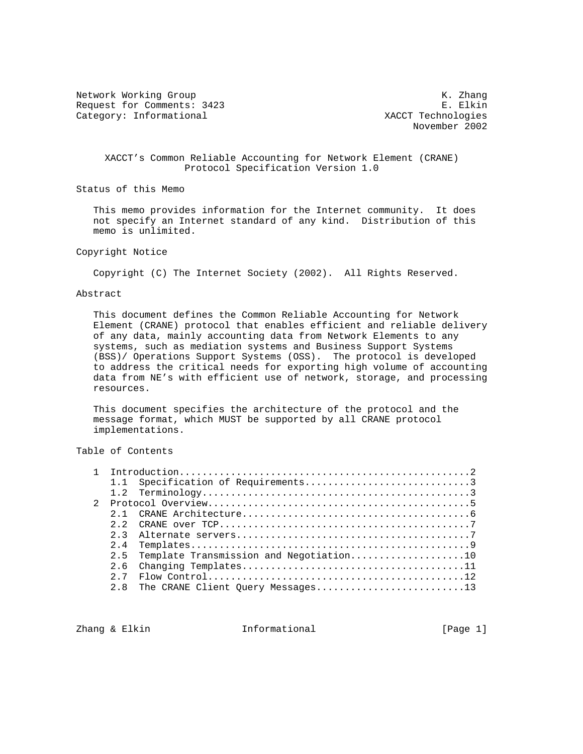Network Working Group — K. Zhang
Request for Comments: 3423 — E. Elkin
Category: Informational — XACCT Technologies
November 2002

# XACCT's Common Reliable Accounting for Network Element (CRANE) Protocol Specification Version 1.0

## Status of this Memo

This memo provides information for the Internet community. It does not specify an Internet standard of any kind. Distribution of this memo is unlimited.

## Copyright Notice

Copyright (C) The Internet Society (2002). All Rights Reserved.

## Abstract

This document defines the Common Reliable Accounting for Network Element (CRANE) protocol that enables efficient and reliable delivery of any data, mainly accounting data from Network Elements to any systems, such as mediation systems and Business Support Systems (BSS)/ Operations Support Systems (OSS). The protocol is developed to address the critical needs for exporting high volume of accounting data from NE's with efficient use of network, storage, and processing resources.

This document specifies the architecture of the protocol and the message format, which MUST be supported by all CRANE protocol implementations.

## Table of Contents

```
   1  Introduction..................................................2
      1.1  Specification of Requirements............................3
      1.2  Terminology..............................................3
   2  Protocol Overview.............................................5
      2.1  CRANE Architecture.......................................6
      2.2  CRANE over TCP...........................................7
      2.3  Alternate servers........................................7
      2.4  Templates................................................9
      2.5  Template Transmission and Negotiation...................10
      2.6  Changing Templates......................................11
      2.7  Flow Control............................................12
      2.8  The CRANE Client Query Messages.........................13
```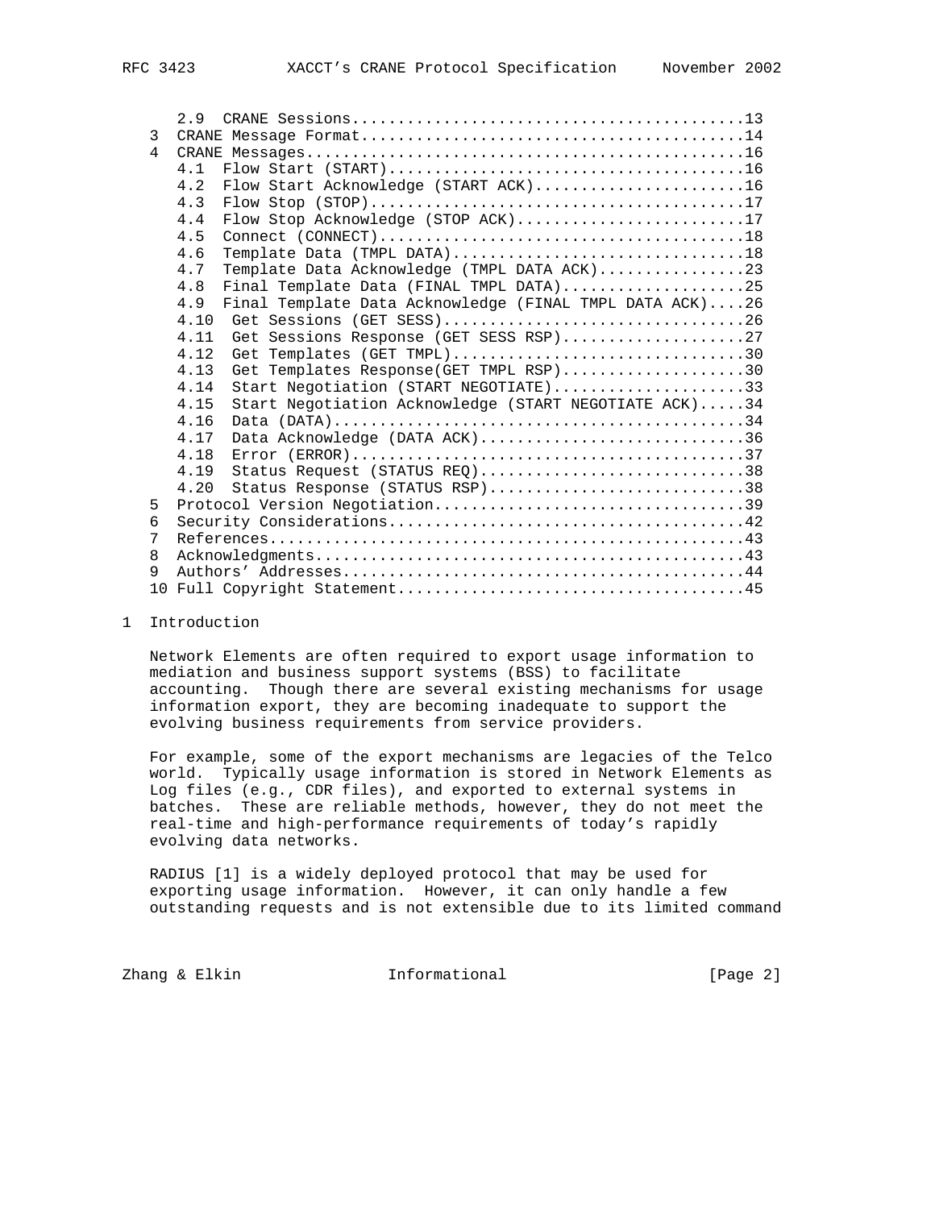```
      2.9  CRANE Sessions..........................................13
   3  CRANE Message Format..........................................14
   4  CRANE Messages................................................16
      4.1  Flow Start (START).......................................16
      4.2  Flow Start Acknowledge (START ACK).......................16
      4.3  Flow Stop (STOP).........................................17
      4.4  Flow Stop Acknowledge (STOP ACK).........................17
      4.5  Connect (CONNECT)........................................18
      4.6  Template Data (TMPL DATA)................................18
      4.7  Template Data Acknowledge (TMPL DATA ACK)................23
      4.8  Final Template Data (FINAL TMPL DATA)....................25
      4.9  Final Template Data Acknowledge (FINAL TMPL DATA ACK)....26
      4.10  Get Sessions (GET SESS).................................26
      4.11  Get Sessions Response (GET SESS RSP)....................27
      4.12  Get Templates (GET TMPL)................................30
      4.13  Get Templates Response(GET TMPL RSP)....................30
      4.14  Start Negotiation (START NEGOTIATE).....................33
      4.15  Start Negotiation Acknowledge (START NEGOTIATE ACK).....34
      4.16  Data (DATA).............................................34
      4.17  Data Acknowledge (DATA ACK).............................36
      4.18  Error (ERROR)...........................................37
      4.19  Status Request (STATUS REQ).............................38
      4.20  Status Response (STATUS RSP)............................38
   5  Protocol Version Negotiation..................................39
   6  Security Considerations.......................................42
   7  References....................................................43
   8  Acknowledgments...............................................43
   9  Authors' Addresses............................................44
   10 Full Copyright Statement......................................45
```

# 1 Introduction

Network Elements are often required to export usage information to mediation and business support systems (BSS) to facilitate accounting. Though there are several existing mechanisms for usage information export, they are becoming inadequate to support the evolving business requirements from service providers.

For example, some of the export mechanisms are legacies of the Telco world. Typically usage information is stored in Network Elements as Log files (e.g., CDR files), and exported to external systems in batches. These are reliable methods, however, they do not meet the real-time and high-performance requirements of today's rapidly evolving data networks.

RADIUS [1] is a widely deployed protocol that may be used for exporting usage information. However, it can only handle a few outstanding requests and is not extensible due to its limited command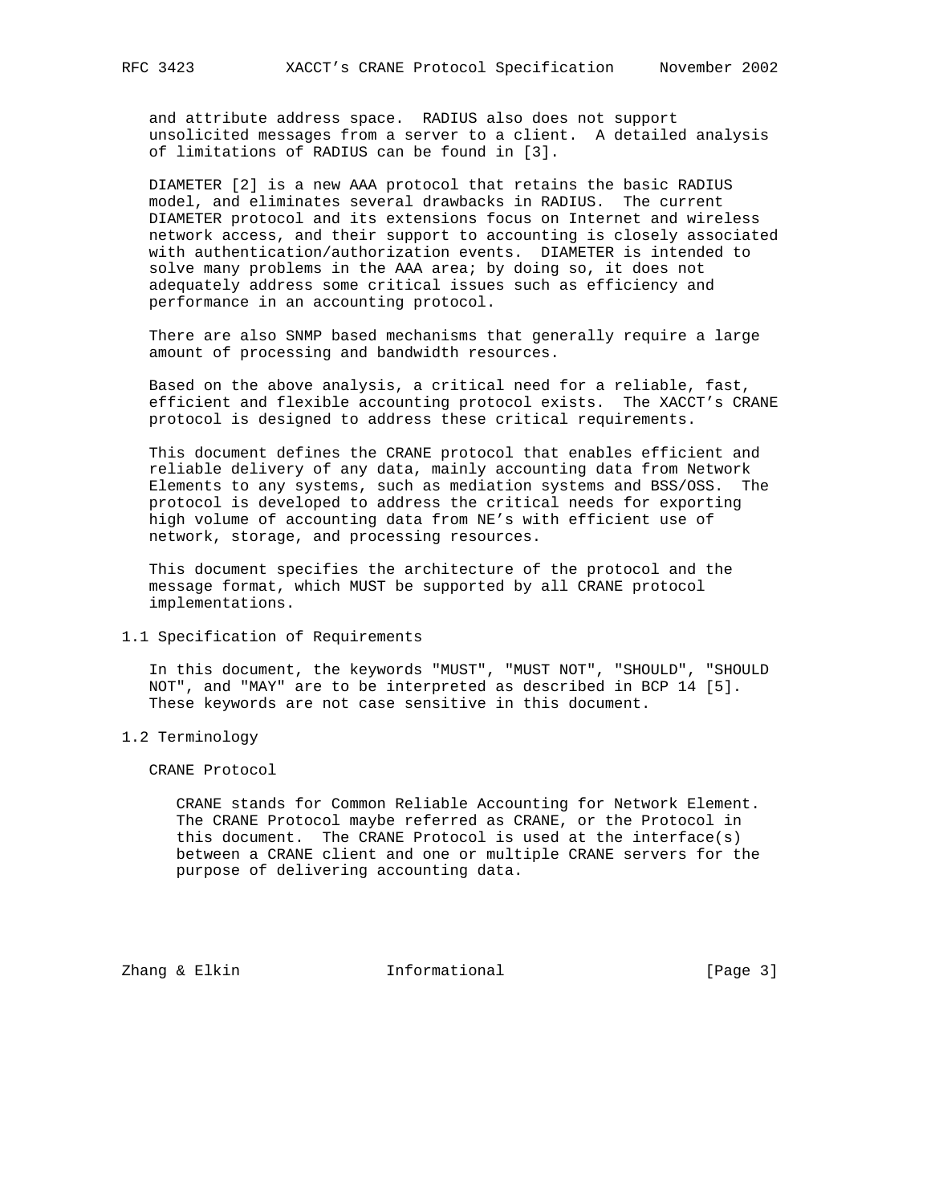and attribute address space. RADIUS also does not support unsolicited messages from a server to a client. A detailed analysis of limitations of RADIUS can be found in [3].

DIAMETER [2] is a new AAA protocol that retains the basic RADIUS model, and eliminates several drawbacks in RADIUS. The current DIAMETER protocol and its extensions focus on Internet and wireless network access, and their support to accounting is closely associated with authentication/authorization events. DIAMETER is intended to solve many problems in the AAA area; by doing so, it does not adequately address some critical issues such as efficiency and performance in an accounting protocol.

There are also SNMP based mechanisms that generally require a large amount of processing and bandwidth resources.

Based on the above analysis, a critical need for a reliable, fast, efficient and flexible accounting protocol exists. The XACCT's CRANE protocol is designed to address these critical requirements.

This document defines the CRANE protocol that enables efficient and reliable delivery of any data, mainly accounting data from Network Elements to any systems, such as mediation systems and BSS/OSS. The protocol is developed to address the critical needs for exporting high volume of accounting data from NE's with efficient use of network, storage, and processing resources.

This document specifies the architecture of the protocol and the message format, which MUST be supported by all CRANE protocol implementations.

### 1.1 Specification of Requirements

In this document, the keywords "MUST", "MUST NOT", "SHOULD", "SHOULD NOT", and "MAY" are to be interpreted as described in BCP 14 [5]. These keywords are not case sensitive in this document.

### 1.2 Terminology

CRANE Protocol

CRANE stands for Common Reliable Accounting for Network Element. The CRANE Protocol maybe referred as CRANE, or the Protocol in this document. The CRANE Protocol is used at the interface(s) between a CRANE client and one or multiple CRANE servers for the purpose of delivering accounting data.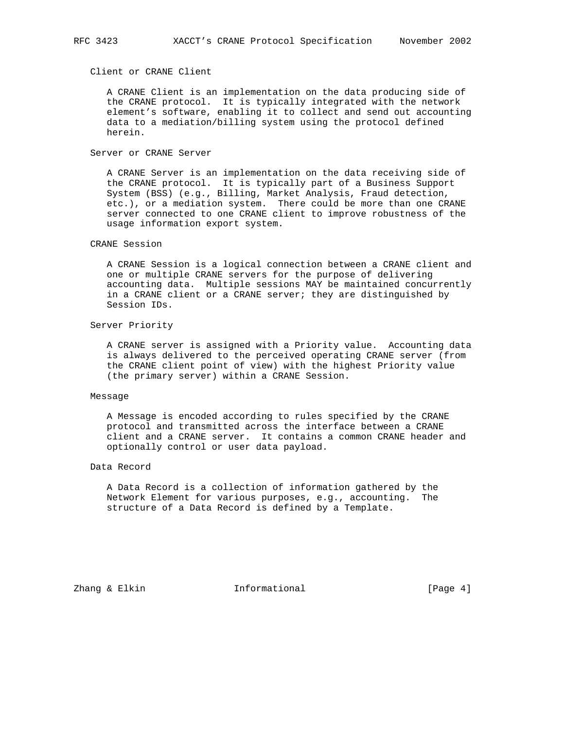Client or CRANE Client

A CRANE Client is an implementation on the data producing side of the CRANE protocol. It is typically integrated with the network element's software, enabling it to collect and send out accounting data to a mediation/billing system using the protocol defined herein.

Server or CRANE Server

A CRANE Server is an implementation on the data receiving side of the CRANE protocol. It is typically part of a Business Support System (BSS) (e.g., Billing, Market Analysis, Fraud detection, etc.), or a mediation system. There could be more than one CRANE server connected to one CRANE client to improve robustness of the usage information export system.

CRANE Session

A CRANE Session is a logical connection between a CRANE client and one or multiple CRANE servers for the purpose of delivering accounting data. Multiple sessions MAY be maintained concurrently in a CRANE client or a CRANE server; they are distinguished by Session IDs.

Server Priority

A CRANE server is assigned with a Priority value. Accounting data is always delivered to the perceived operating CRANE server (from the CRANE client point of view) with the highest Priority value (the primary server) within a CRANE Session.

Message

A Message is encoded according to rules specified by the CRANE protocol and transmitted across the interface between a CRANE client and a CRANE server. It contains a common CRANE header and optionally control or user data payload.

Data Record

A Data Record is a collection of information gathered by the Network Element for various purposes, e.g., accounting. The structure of a Data Record is defined by a Template.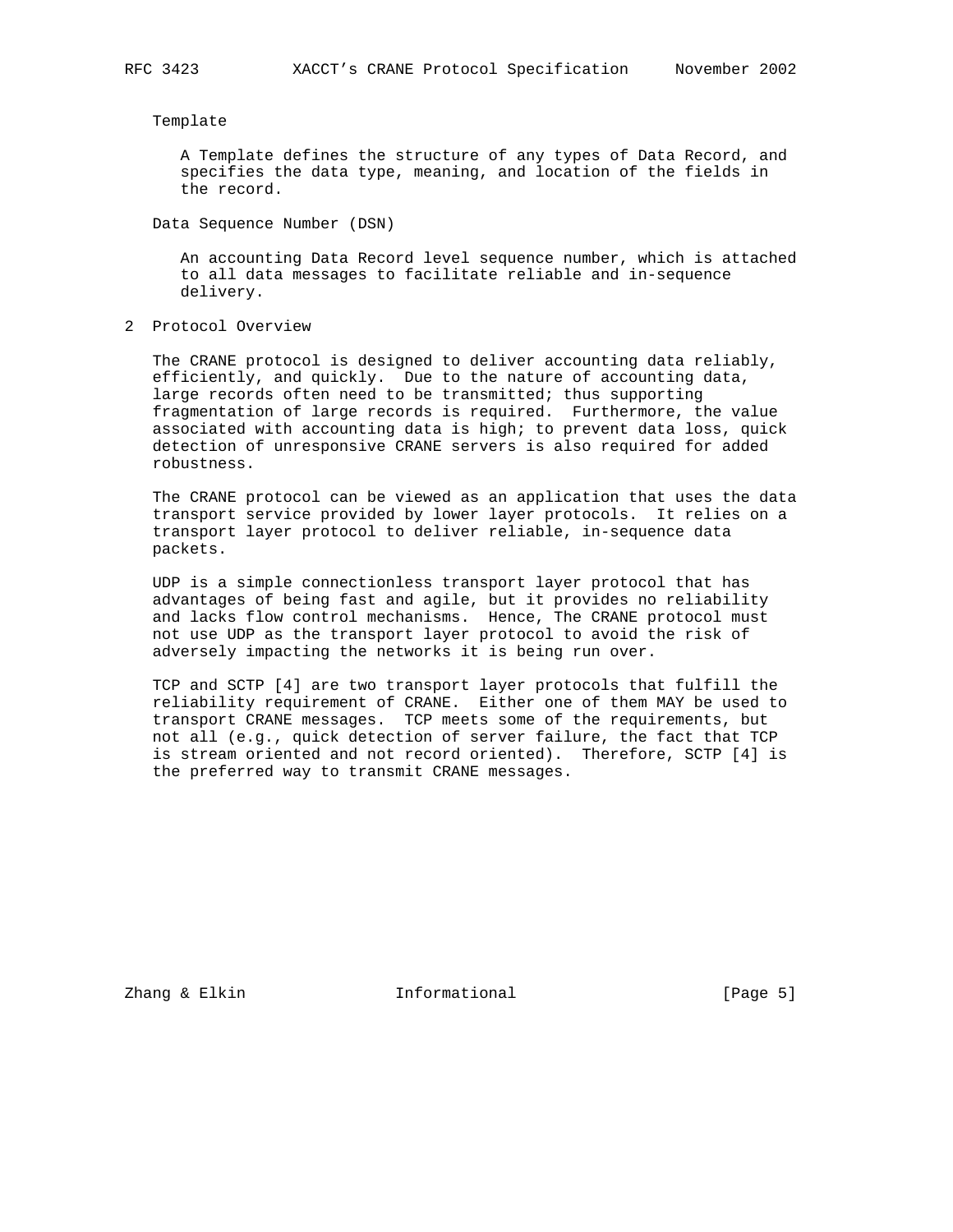Template

A Template defines the structure of any types of Data Record, and specifies the data type, meaning, and location of the fields in the record.

Data Sequence Number (DSN)

An accounting Data Record level sequence number, which is attached to all data messages to facilitate reliable and in-sequence delivery.

## 2 Protocol Overview

The CRANE protocol is designed to deliver accounting data reliably, efficiently, and quickly. Due to the nature of accounting data, large records often need to be transmitted; thus supporting fragmentation of large records is required. Furthermore, the value associated with accounting data is high; to prevent data loss, quick detection of unresponsive CRANE servers is also required for added robustness.

The CRANE protocol can be viewed as an application that uses the data transport service provided by lower layer protocols. It relies on a transport layer protocol to deliver reliable, in-sequence data packets.

UDP is a simple connectionless transport layer protocol that has advantages of being fast and agile, but it provides no reliability and lacks flow control mechanisms. Hence, The CRANE protocol must not use UDP as the transport layer protocol to avoid the risk of adversely impacting the networks it is being run over.

TCP and SCTP [4] are two transport layer protocols that fulfill the reliability requirement of CRANE. Either one of them MAY be used to transport CRANE messages. TCP meets some of the requirements, but not all (e.g., quick detection of server failure, the fact that TCP is stream oriented and not record oriented). Therefore, SCTP [4] is the preferred way to transmit CRANE messages.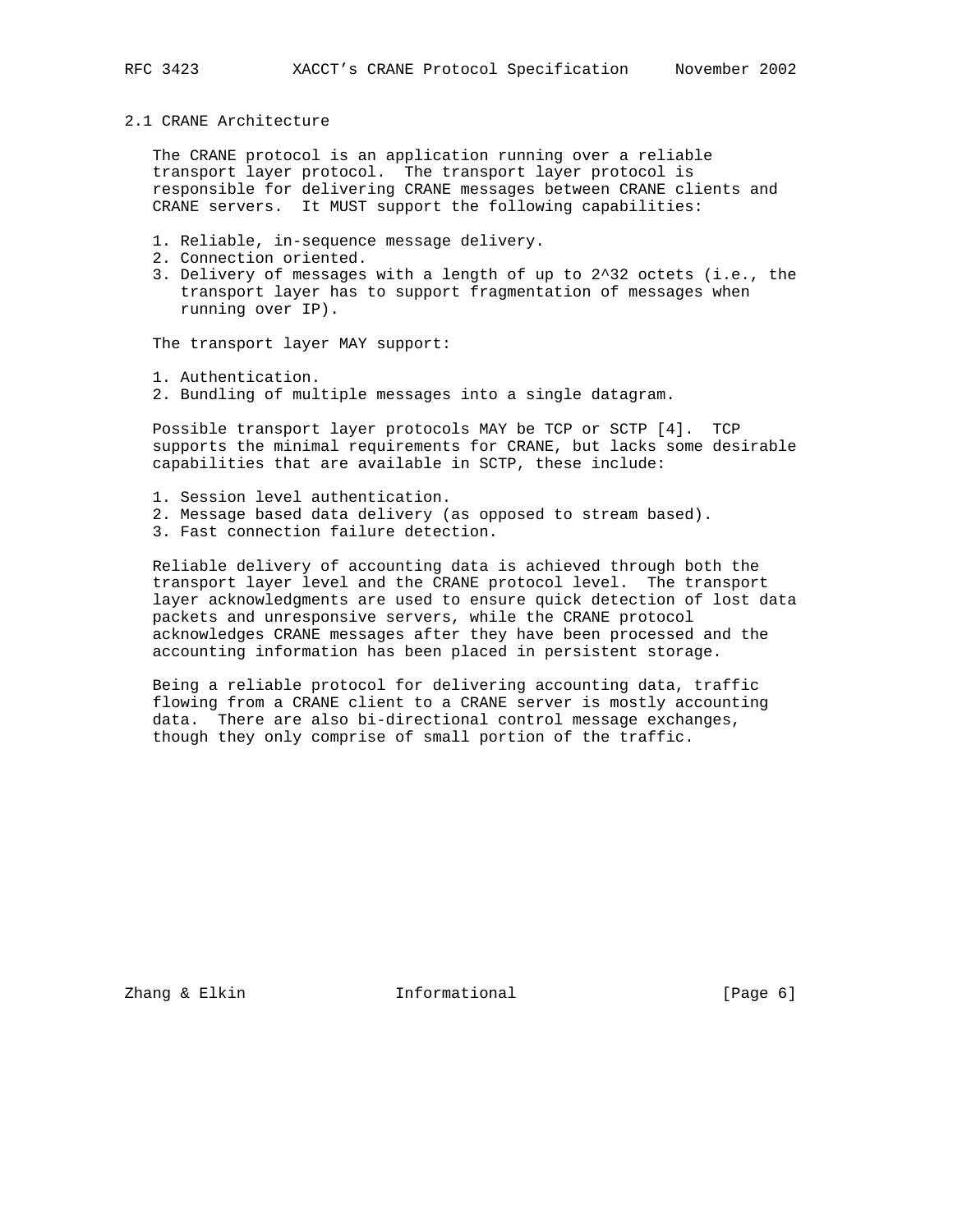## 2.1 CRANE Architecture

The CRANE protocol is an application running over a reliable transport layer protocol. The transport layer protocol is responsible for delivering CRANE messages between CRANE clients and CRANE servers. It MUST support the following capabilities:

1. Reliable, in-sequence message delivery.
2. Connection oriented.
3. Delivery of messages with a length of up to 2^32 octets (i.e., the transport layer has to support fragmentation of messages when running over IP).

The transport layer MAY support:

1. Authentication.
2. Bundling of multiple messages into a single datagram.

Possible transport layer protocols MAY be TCP or SCTP [4]. TCP supports the minimal requirements for CRANE, but lacks some desirable capabilities that are available in SCTP, these include:

1. Session level authentication.
2. Message based data delivery (as opposed to stream based).
3. Fast connection failure detection.

Reliable delivery of accounting data is achieved through both the transport layer level and the CRANE protocol level. The transport layer acknowledgments are used to ensure quick detection of lost data packets and unresponsive servers, while the CRANE protocol acknowledges CRANE messages after they have been processed and the accounting information has been placed in persistent storage.

Being a reliable protocol for delivering accounting data, traffic flowing from a CRANE client to a CRANE server is mostly accounting data. There are also bi-directional control message exchanges, though they only comprise of small portion of the traffic.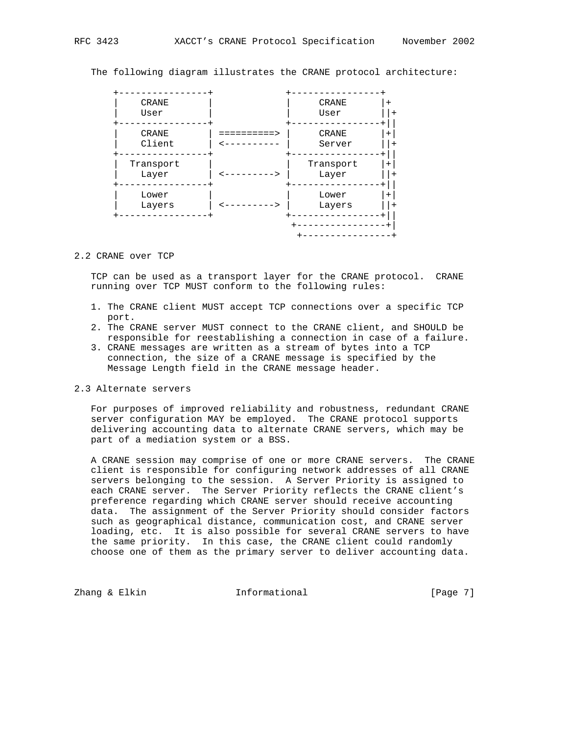The following diagram illustrates the CRANE protocol architecture:

```
+----------------+             +----------------+
|    CRANE       |             |     CRANE      |+
|    User        |             |     User       ||+
+----------------+             +----------------+||
|    CRANE       | ==========> |     CRANE      |+|
|    Client      | <---------- |     Server     ||+
+----------------+             +----------------+||
|  Transport     |             |   Transport    |+|
|    Layer       | <---------> |     Layer      ||+
+----------------+             +----------------+||
|    Lower       |             |     Lower      |+|
|    Layers      | <---------> |     Layers     ||+
+----------------+             +----------------+||
                                +----------------+|
                                 +----------------+
```

## 2.2 CRANE over TCP

TCP can be used as a transport layer for the CRANE protocol. CRANE running over TCP MUST conform to the following rules:

1. The CRANE client MUST accept TCP connections over a specific TCP port.
2. The CRANE server MUST connect to the CRANE client, and SHOULD be responsible for reestablishing a connection in case of a failure.
3. CRANE messages are written as a stream of bytes into a TCP connection, the size of a CRANE message is specified by the Message Length field in the CRANE message header.

## 2.3 Alternate servers

For purposes of improved reliability and robustness, redundant CRANE server configuration MAY be employed. The CRANE protocol supports delivering accounting data to alternate CRANE servers, which may be part of a mediation system or a BSS.

A CRANE session may comprise of one or more CRANE servers. The CRANE client is responsible for configuring network addresses of all CRANE servers belonging to the session. A Server Priority is assigned to each CRANE server. The Server Priority reflects the CRANE client's preference regarding which CRANE server should receive accounting data. The assignment of the Server Priority should consider factors such as geographical distance, communication cost, and CRANE server loading, etc. It is also possible for several CRANE servers to have the same priority. In this case, the CRANE client could randomly choose one of them as the primary server to deliver accounting data.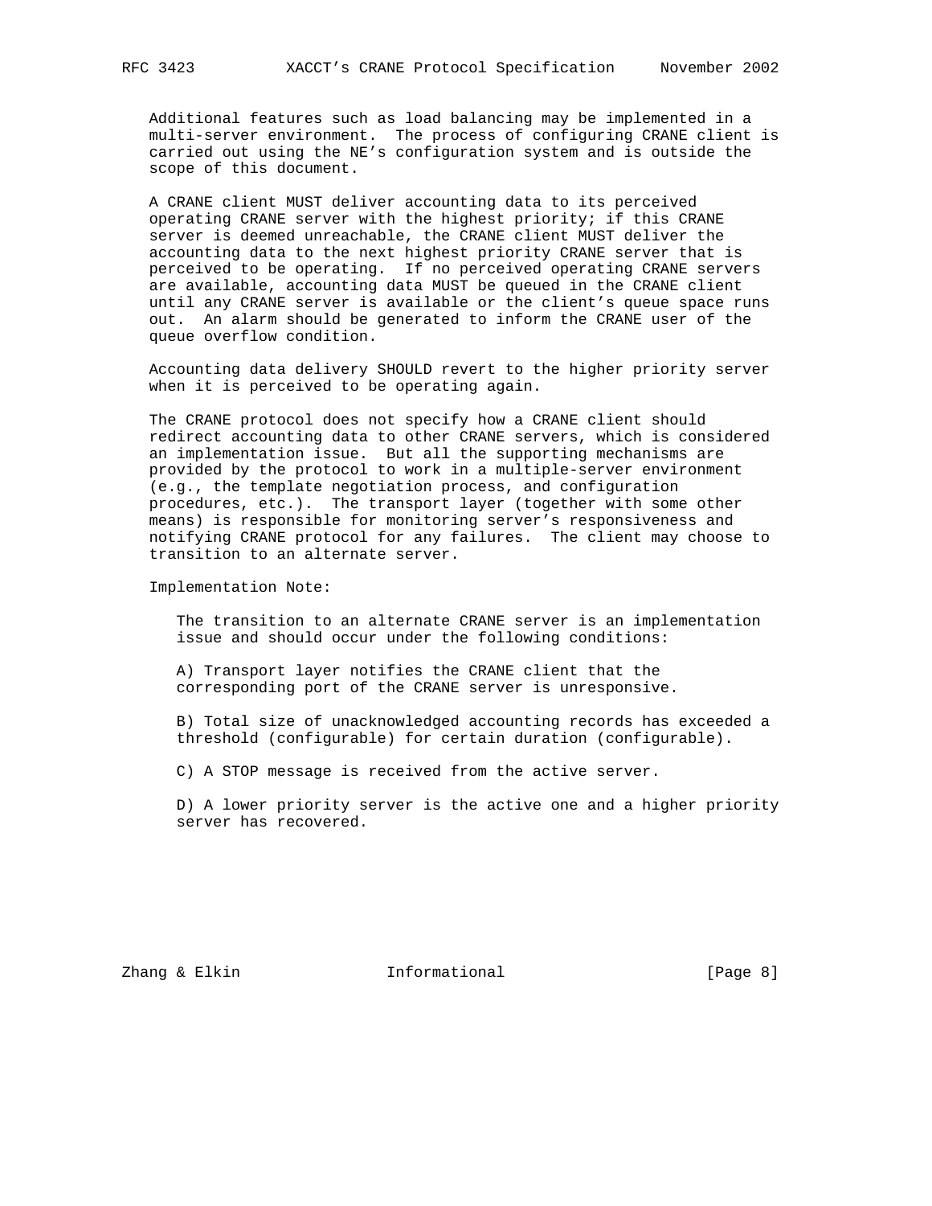Additional features such as load balancing may be implemented in a multi-server environment. The process of configuring CRANE client is carried out using the NE's configuration system and is outside the scope of this document.

A CRANE client MUST deliver accounting data to its perceived operating CRANE server with the highest priority; if this CRANE server is deemed unreachable, the CRANE client MUST deliver the accounting data to the next highest priority CRANE server that is perceived to be operating. If no perceived operating CRANE servers are available, accounting data MUST be queued in the CRANE client until any CRANE server is available or the client's queue space runs out. An alarm should be generated to inform the CRANE user of the queue overflow condition.

Accounting data delivery SHOULD revert to the higher priority server when it is perceived to be operating again.

The CRANE protocol does not specify how a CRANE client should redirect accounting data to other CRANE servers, which is considered an implementation issue. But all the supporting mechanisms are provided by the protocol to work in a multiple-server environment (e.g., the template negotiation process, and configuration procedures, etc.). The transport layer (together with some other means) is responsible for monitoring server's responsiveness and notifying CRANE protocol for any failures. The client may choose to transition to an alternate server.

Implementation Note:

The transition to an alternate CRANE server is an implementation issue and should occur under the following conditions:

A) Transport layer notifies the CRANE client that the corresponding port of the CRANE server is unresponsive.

B) Total size of unacknowledged accounting records has exceeded a threshold (configurable) for certain duration (configurable).

C) A STOP message is received from the active server.

D) A lower priority server is the active one and a higher priority server has recovered.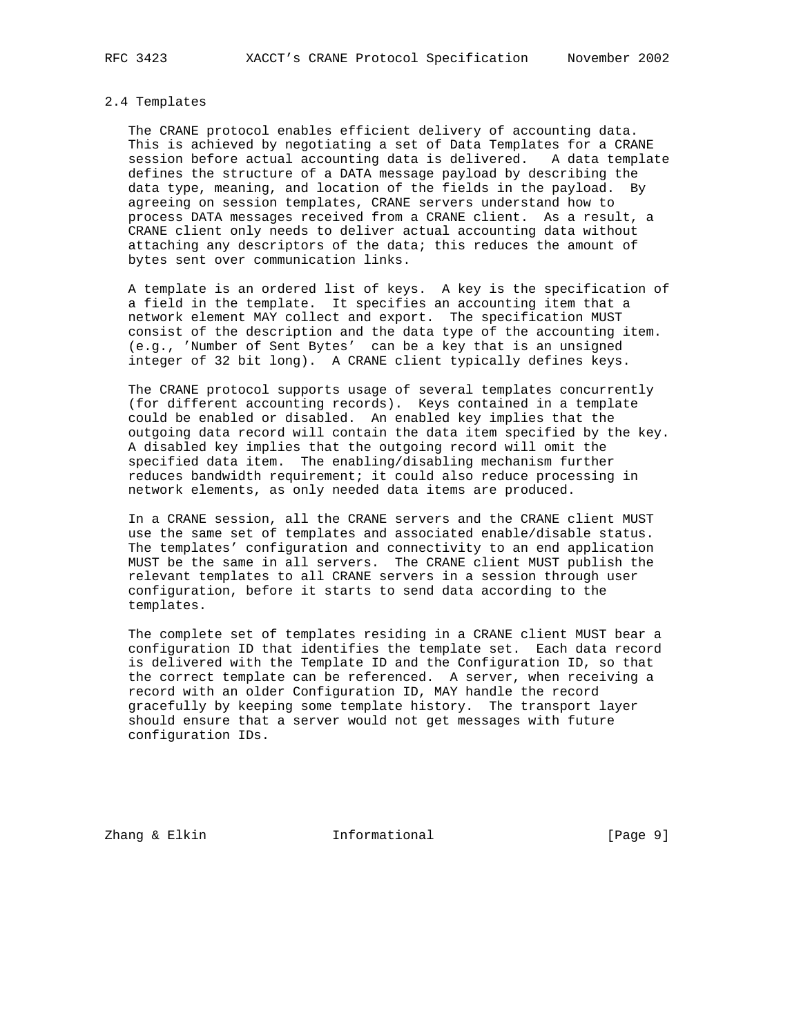### 2.4 Templates

The CRANE protocol enables efficient delivery of accounting data. This is achieved by negotiating a set of Data Templates for a CRANE session before actual accounting data is delivered. A data template defines the structure of a DATA message payload by describing the data type, meaning, and location of the fields in the payload. By agreeing on session templates, CRANE servers understand how to process DATA messages received from a CRANE client. As a result, a CRANE client only needs to deliver actual accounting data without attaching any descriptors of the data; this reduces the amount of bytes sent over communication links.

A template is an ordered list of keys. A key is the specification of a field in the template. It specifies an accounting item that a network element MAY collect and export. The specification MUST consist of the description and the data type of the accounting item. (e.g., 'Number of Sent Bytes' can be a key that is an unsigned integer of 32 bit long). A CRANE client typically defines keys.

The CRANE protocol supports usage of several templates concurrently (for different accounting records). Keys contained in a template could be enabled or disabled. An enabled key implies that the outgoing data record will contain the data item specified by the key. A disabled key implies that the outgoing record will omit the specified data item. The enabling/disabling mechanism further reduces bandwidth requirement; it could also reduce processing in network elements, as only needed data items are produced.

In a CRANE session, all the CRANE servers and the CRANE client MUST use the same set of templates and associated enable/disable status. The templates' configuration and connectivity to an end application MUST be the same in all servers. The CRANE client MUST publish the relevant templates to all CRANE servers in a session through user configuration, before it starts to send data according to the templates.

The complete set of templates residing in a CRANE client MUST bear a configuration ID that identifies the template set. Each data record is delivered with the Template ID and the Configuration ID, so that the correct template can be referenced. A server, when receiving a record with an older Configuration ID, MAY handle the record gracefully by keeping some template history. The transport layer should ensure that a server would not get messages with future configuration IDs.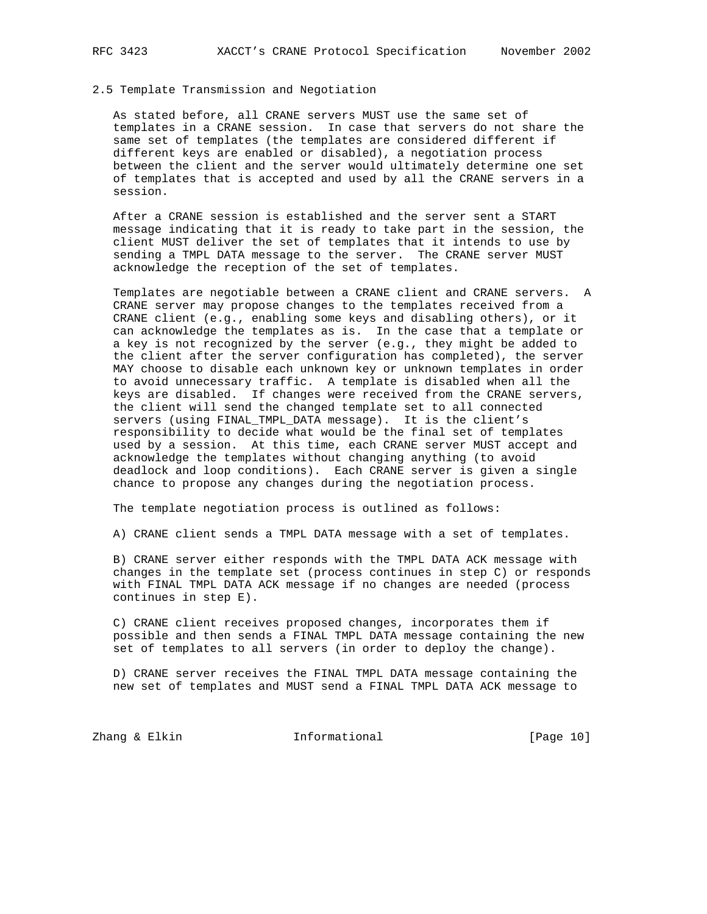## 2.5 Template Transmission and Negotiation

As stated before, all CRANE servers MUST use the same set of templates in a CRANE session. In case that servers do not share the same set of templates (the templates are considered different if different keys are enabled or disabled), a negotiation process between the client and the server would ultimately determine one set of templates that is accepted and used by all the CRANE servers in a session.

After a CRANE session is established and the server sent a START message indicating that it is ready to take part in the session, the client MUST deliver the set of templates that it intends to use by sending a TMPL DATA message to the server. The CRANE server MUST acknowledge the reception of the set of templates.

Templates are negotiable between a CRANE client and CRANE servers. A CRANE server may propose changes to the templates received from a CRANE client (e.g., enabling some keys and disabling others), or it can acknowledge the templates as is. In the case that a template or a key is not recognized by the server (e.g., they might be added to the client after the server configuration has completed), the server MAY choose to disable each unknown key or unknown templates in order to avoid unnecessary traffic. A template is disabled when all the keys are disabled. If changes were received from the CRANE servers, the client will send the changed template set to all connected servers (using FINAL_TMPL_DATA message). It is the client's responsibility to decide what would be the final set of templates used by a session. At this time, each CRANE server MUST accept and acknowledge the templates without changing anything (to avoid deadlock and loop conditions). Each CRANE server is given a single chance to propose any changes during the negotiation process.

The template negotiation process is outlined as follows:

A) CRANE client sends a TMPL DATA message with a set of templates.

B) CRANE server either responds with the TMPL DATA ACK message with changes in the template set (process continues in step C) or responds with FINAL TMPL DATA ACK message if no changes are needed (process continues in step E).

C) CRANE client receives proposed changes, incorporates them if possible and then sends a FINAL TMPL DATA message containing the new set of templates to all servers (in order to deploy the change).

D) CRANE server receives the FINAL TMPL DATA message containing the new set of templates and MUST send a FINAL TMPL DATA ACK message to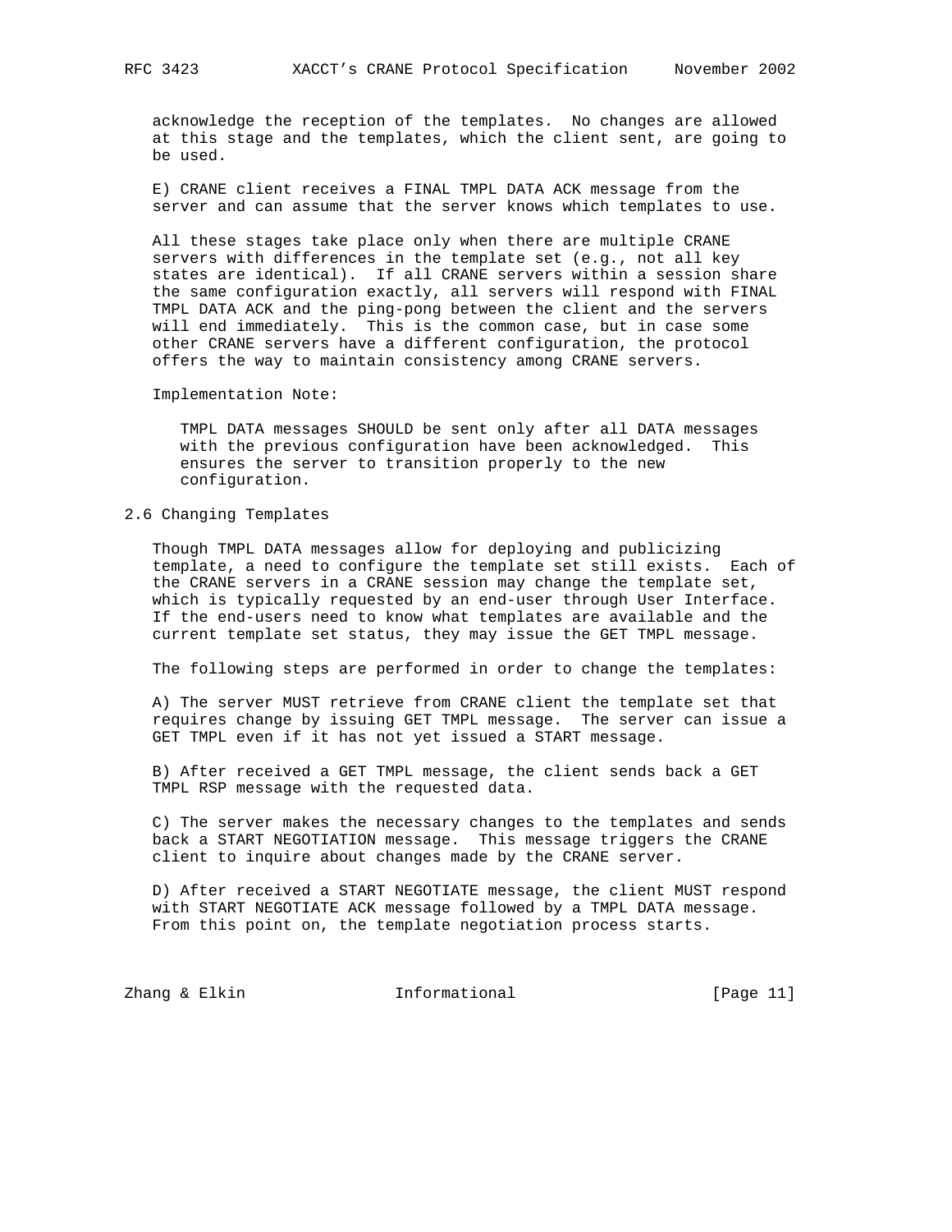acknowledge the reception of the templates. No changes are allowed at this stage and the templates, which the client sent, are going to be used.

E) CRANE client receives a FINAL TMPL DATA ACK message from the server and can assume that the server knows which templates to use.

All these stages take place only when there are multiple CRANE servers with differences in the template set (e.g., not all key states are identical). If all CRANE servers within a session share the same configuration exactly, all servers will respond with FINAL TMPL DATA ACK and the ping-pong between the client and the servers will end immediately. This is the common case, but in case some other CRANE servers have a different configuration, the protocol offers the way to maintain consistency among CRANE servers.

Implementation Note:

> TMPL DATA messages SHOULD be sent only after all DATA messages with the previous configuration have been acknowledged. This ensures the server to transition properly to the new configuration.

## 2.6 Changing Templates

Though TMPL DATA messages allow for deploying and publicizing template, a need to configure the template set still exists. Each of the CRANE servers in a CRANE session may change the template set, which is typically requested by an end-user through User Interface. If the end-users need to know what templates are available and the current template set status, they may issue the GET TMPL message.

The following steps are performed in order to change the templates:

A) The server MUST retrieve from CRANE client the template set that requires change by issuing GET TMPL message. The server can issue a GET TMPL even if it has not yet issued a START message.

B) After received a GET TMPL message, the client sends back a GET TMPL RSP message with the requested data.

C) The server makes the necessary changes to the templates and sends back a START NEGOTIATION message. This message triggers the CRANE client to inquire about changes made by the CRANE server.

D) After received a START NEGOTIATE message, the client MUST respond with START NEGOTIATE ACK message followed by a TMPL DATA message. From this point on, the template negotiation process starts.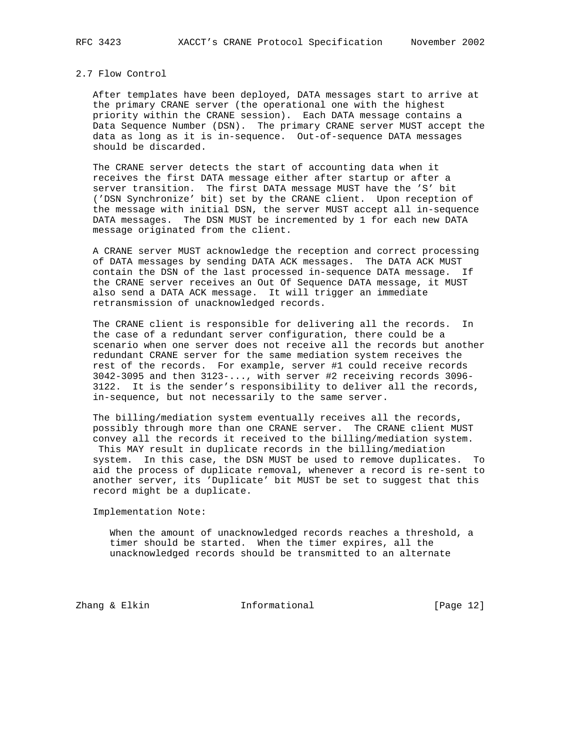## 2.7 Flow Control

After templates have been deployed, DATA messages start to arrive at the primary CRANE server (the operational one with the highest priority within the CRANE session). Each DATA message contains a Data Sequence Number (DSN). The primary CRANE server MUST accept the data as long as it is in-sequence. Out-of-sequence DATA messages should be discarded.

The CRANE server detects the start of accounting data when it receives the first DATA message either after startup or after a server transition. The first DATA message MUST have the 'S' bit ('DSN Synchronize' bit) set by the CRANE client. Upon reception of the message with initial DSN, the server MUST accept all in-sequence DATA messages. The DSN MUST be incremented by 1 for each new DATA message originated from the client.

A CRANE server MUST acknowledge the reception and correct processing of DATA messages by sending DATA ACK messages. The DATA ACK MUST contain the DSN of the last processed in-sequence DATA message. If the CRANE server receives an Out Of Sequence DATA message, it MUST also send a DATA ACK message. It will trigger an immediate retransmission of unacknowledged records.

The CRANE client is responsible for delivering all the records. In the case of a redundant server configuration, there could be a scenario when one server does not receive all the records but another redundant CRANE server for the same mediation system receives the rest of the records. For example, server #1 could receive records 3042-3095 and then 3123-..., with server #2 receiving records 3096-3122. It is the sender's responsibility to deliver all the records, in-sequence, but not necessarily to the same server.

The billing/mediation system eventually receives all the records, possibly through more than one CRANE server. The CRANE client MUST convey all the records it received to the billing/mediation system. This MAY result in duplicate records in the billing/mediation system. In this case, the DSN MUST be used to remove duplicates. To aid the process of duplicate removal, whenever a record is re-sent to another server, its 'Duplicate' bit MUST be set to suggest that this record might be a duplicate.

Implementation Note:

> When the amount of unacknowledged records reaches a threshold, a timer should be started. When the timer expires, all the unacknowledged records should be transmitted to an alternate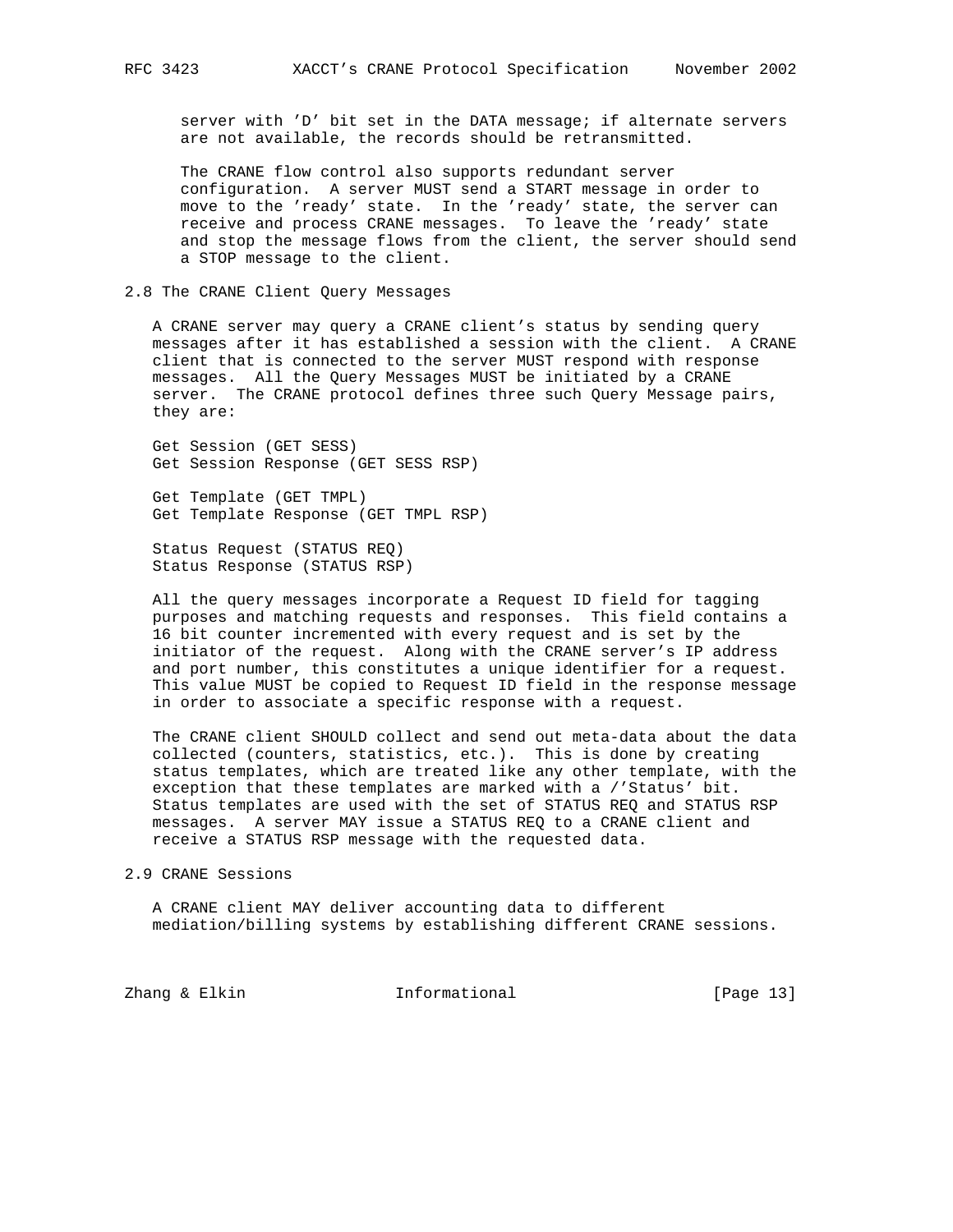server with 'D' bit set in the DATA message; if alternate servers are not available, the records should be retransmitted.

The CRANE flow control also supports redundant server configuration. A server MUST send a START message in order to move to the 'ready' state. In the 'ready' state, the server can receive and process CRANE messages. To leave the 'ready' state and stop the message flows from the client, the server should send a STOP message to the client.

## 2.8 The CRANE Client Query Messages

A CRANE server may query a CRANE client's status by sending query messages after it has established a session with the client. A CRANE client that is connected to the server MUST respond with response messages. All the Query Messages MUST be initiated by a CRANE server. The CRANE protocol defines three such Query Message pairs, they are:

Get Session (GET SESS)
Get Session Response (GET SESS RSP)

Get Template (GET TMPL)
Get Template Response (GET TMPL RSP)

Status Request (STATUS REQ)
Status Response (STATUS RSP)

All the query messages incorporate a Request ID field for tagging purposes and matching requests and responses. This field contains a 16 bit counter incremented with every request and is set by the initiator of the request. Along with the CRANE server's IP address and port number, this constitutes a unique identifier for a request. This value MUST be copied to Request ID field in the response message in order to associate a specific response with a request.

The CRANE client SHOULD collect and send out meta-data about the data collected (counters, statistics, etc.). This is done by creating status templates, which are treated like any other template, with the exception that these templates are marked with a /'Status' bit. Status templates are used with the set of STATUS REQ and STATUS RSP messages. A server MAY issue a STATUS REQ to a CRANE client and receive a STATUS RSP message with the requested data.

## 2.9 CRANE Sessions

A CRANE client MAY deliver accounting data to different mediation/billing systems by establishing different CRANE sessions.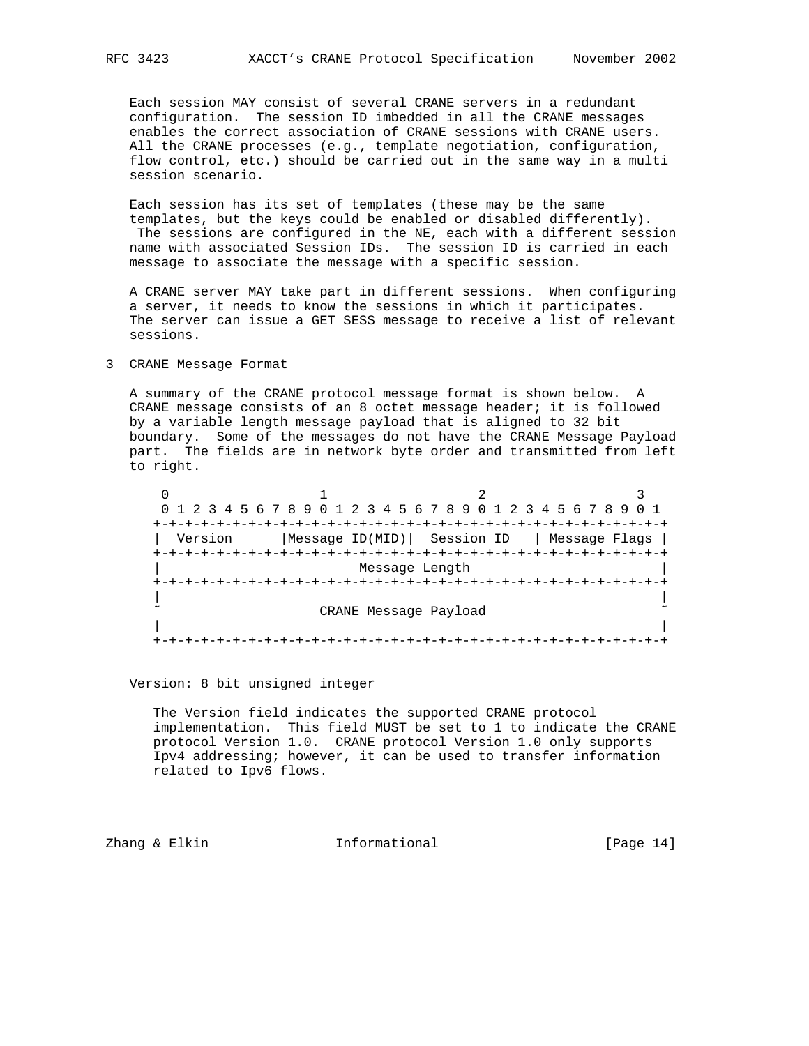Each session MAY consist of several CRANE servers in a redundant configuration. The session ID imbedded in all the CRANE messages enables the correct association of CRANE sessions with CRANE users. All the CRANE processes (e.g., template negotiation, configuration, flow control, etc.) should be carried out in the same way in a multi session scenario.

Each session has its set of templates (these may be the same templates, but the keys could be enabled or disabled differently). The sessions are configured in the NE, each with a different session name with associated Session IDs. The session ID is carried in each message to associate the message with a specific session.

A CRANE server MAY take part in different sessions. When configuring a server, it needs to know the sessions in which it participates. The server can issue a GET SESS message to receive a list of relevant sessions.

## 3 CRANE Message Format

A summary of the CRANE protocol message format is shown below. A CRANE message consists of an 8 octet message header; it is followed by a variable length message payload that is aligned to 32 bit boundary. Some of the messages do not have the CRANE Message Payload part. The fields are in network byte order and transmitted from left to right.

```
 0                   1                   2                   3
 0 1 2 3 4 5 6 7 8 9 0 1 2 3 4 5 6 7 8 9 0 1 2 3 4 5 6 7 8 9 0 1
+-+-+-+-+-+-+-+-+-+-+-+-+-+-+-+-+-+-+-+-+-+-+-+-+-+-+-+-+-+-+-+-+
|  Version      |Message ID(MID)|  Session ID   | Message Flags |
+-+-+-+-+-+-+-+-+-+-+-+-+-+-+-+-+-+-+-+-+-+-+-+-+-+-+-+-+-+-+-+-+
|                         Message Length                        |
+-+-+-+-+-+-+-+-+-+-+-+-+-+-+-+-+-+-+-+-+-+-+-+-+-+-+-+-+-+-+-+-+
|                                                               |
~                     CRANE Message Payload                     ~
|                                                               |
+-+-+-+-+-+-+-+-+-+-+-+-+-+-+-+-+-+-+-+-+-+-+-+-+-+-+-+-+-+-+-+-+
```

Version: 8 bit unsigned integer

The Version field indicates the supported CRANE protocol implementation. This field MUST be set to 1 to indicate the CRANE protocol Version 1.0. CRANE protocol Version 1.0 only supports Ipv4 addressing; however, it can be used to transfer information related to Ipv6 flows.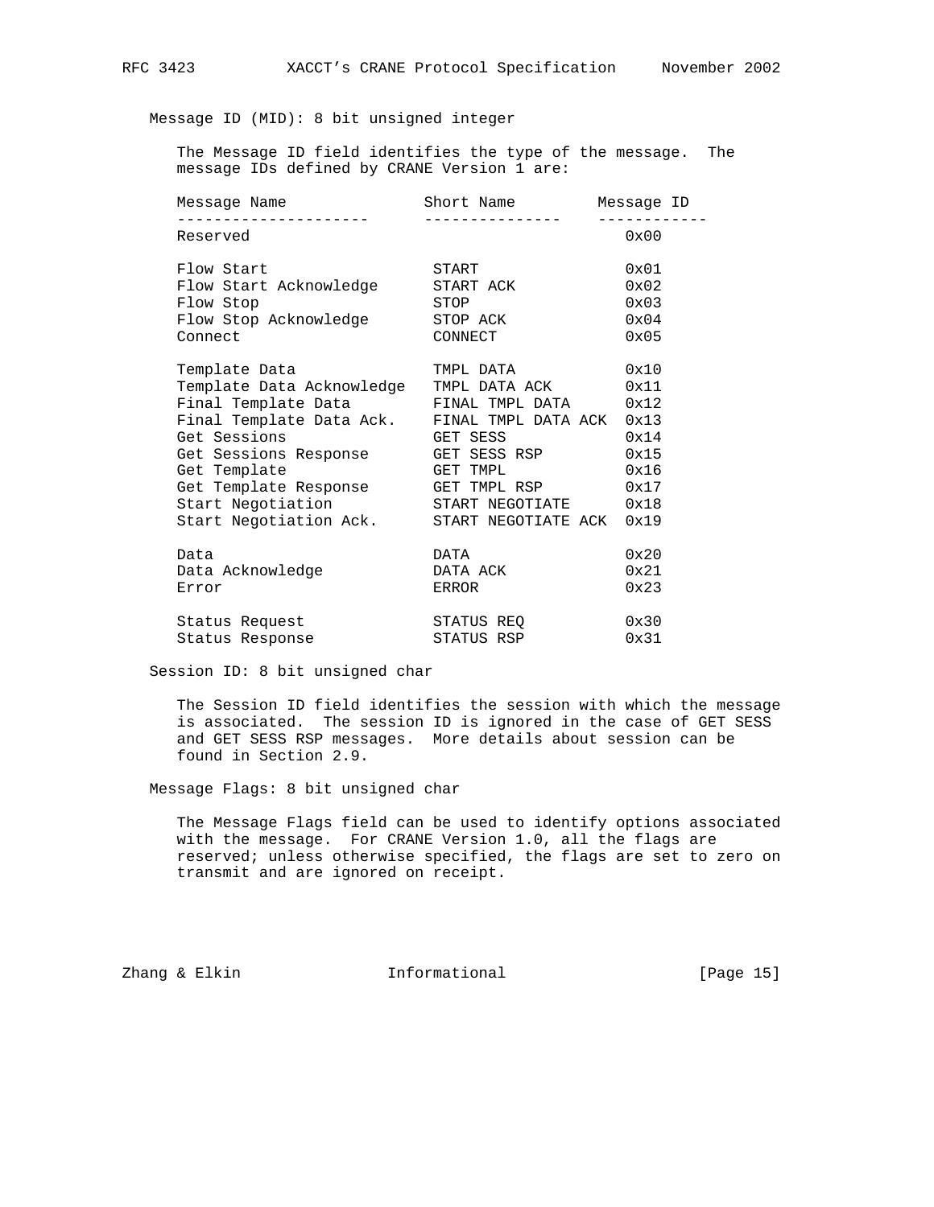Message ID (MID): 8 bit unsigned integer

The Message ID field identifies the type of the message. The message IDs defined by CRANE Version 1 are:

| Message Name | Short Name | Message ID |
| --- | --- | --- |
| Reserved | | 0x00 |
| Flow Start | START | 0x01 |
| Flow Start Acknowledge | START ACK | 0x02 |
| Flow Stop | STOP | 0x03 |
| Flow Stop Acknowledge | STOP ACK | 0x04 |
| Connect | CONNECT | 0x05 |
| Template Data | TMPL DATA | 0x10 |
| Template Data Acknowledge | TMPL DATA ACK | 0x11 |
| Final Template Data | FINAL TMPL DATA | 0x12 |
| Final Template Data Ack. | FINAL TMPL DATA ACK | 0x13 |
| Get Sessions | GET SESS | 0x14 |
| Get Sessions Response | GET SESS RSP | 0x15 |
| Get Template | GET TMPL | 0x16 |
| Get Template Response | GET TMPL RSP | 0x17 |
| Start Negotiation | START NEGOTIATE | 0x18 |
| Start Negotiation Ack. | START NEGOTIATE ACK | 0x19 |
| Data | DATA | 0x20 |
| Data Acknowledge | DATA ACK | 0x21 |
| Error | ERROR | 0x23 |
| Status Request | STATUS REQ | 0x30 |
| Status Response | STATUS RSP | 0x31 |

Session ID: 8 bit unsigned char

The Session ID field identifies the session with which the message is associated. The session ID is ignored in the case of GET SESS and GET SESS RSP messages. More details about session can be found in Section 2.9.

Message Flags: 8 bit unsigned char

The Message Flags field can be used to identify options associated with the message. For CRANE Version 1.0, all the flags are reserved; unless otherwise specified, the flags are set to zero on transmit and are ignored on receipt.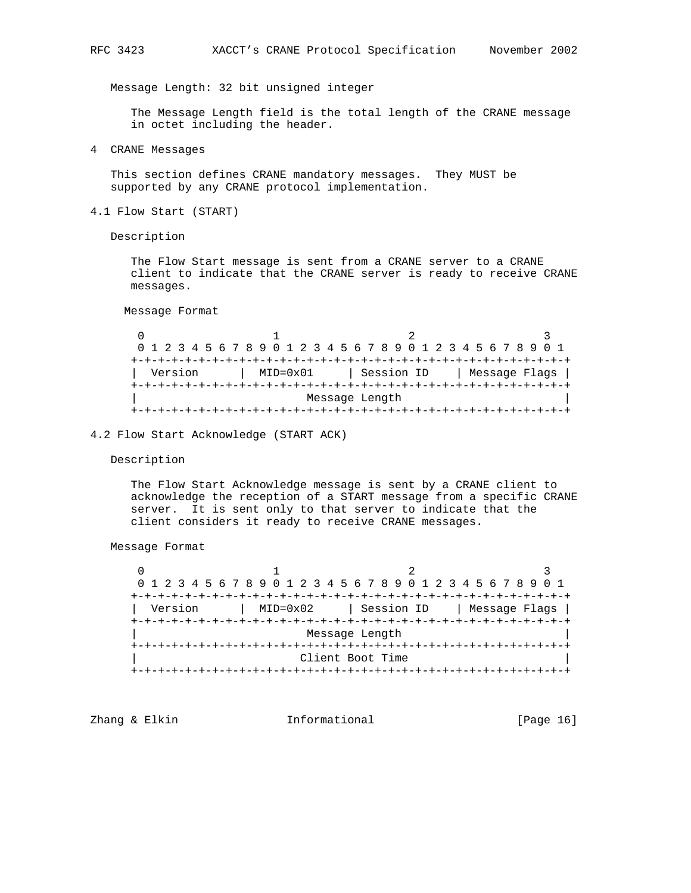Message Length: 32 bit unsigned integer

The Message Length field is the total length of the CRANE message in octet including the header.

## 4 CRANE Messages

This section defines CRANE mandatory messages. They MUST be supported by any CRANE protocol implementation.

### 4.1 Flow Start (START)

Description

The Flow Start message is sent from a CRANE server to a CRANE client to indicate that the CRANE server is ready to receive CRANE messages.

Message Format

```
 0                   1                   2                   3
 0 1 2 3 4 5 6 7 8 9 0 1 2 3 4 5 6 7 8 9 0 1 2 3 4 5 6 7 8 9 0 1
+-+-+-+-+-+-+-+-+-+-+-+-+-+-+-+-+-+-+-+-+-+-+-+-+-+-+-+-+-+-+-+-+
|  Version      |  MID=0x01     | Session ID    | Message Flags |
+-+-+-+-+-+-+-+-+-+-+-+-+-+-+-+-+-+-+-+-+-+-+-+-+-+-+-+-+-+-+-+-+
|                         Message Length                        |
+-+-+-+-+-+-+-+-+-+-+-+-+-+-+-+-+-+-+-+-+-+-+-+-+-+-+-+-+-+-+-+-+
```

### 4.2 Flow Start Acknowledge (START ACK)

Description

The Flow Start Acknowledge message is sent by a CRANE client to acknowledge the reception of a START message from a specific CRANE server. It is sent only to that server to indicate that the client considers it ready to receive CRANE messages.

Message Format

```
 0                   1                   2                   3
 0 1 2 3 4 5 6 7 8 9 0 1 2 3 4 5 6 7 8 9 0 1 2 3 4 5 6 7 8 9 0 1
+-+-+-+-+-+-+-+-+-+-+-+-+-+-+-+-+-+-+-+-+-+-+-+-+-+-+-+-+-+-+-+-+
|  Version      |  MID=0x02     | Session ID    | Message Flags |
+-+-+-+-+-+-+-+-+-+-+-+-+-+-+-+-+-+-+-+-+-+-+-+-+-+-+-+-+-+-+-+-+
|                         Message Length                        |
+-+-+-+-+-+-+-+-+-+-+-+-+-+-+-+-+-+-+-+-+-+-+-+-+-+-+-+-+-+-+-+-+
|                        Client Boot Time                       |
+-+-+-+-+-+-+-+-+-+-+-+-+-+-+-+-+-+-+-+-+-+-+-+-+-+-+-+-+-+-+-+-+
```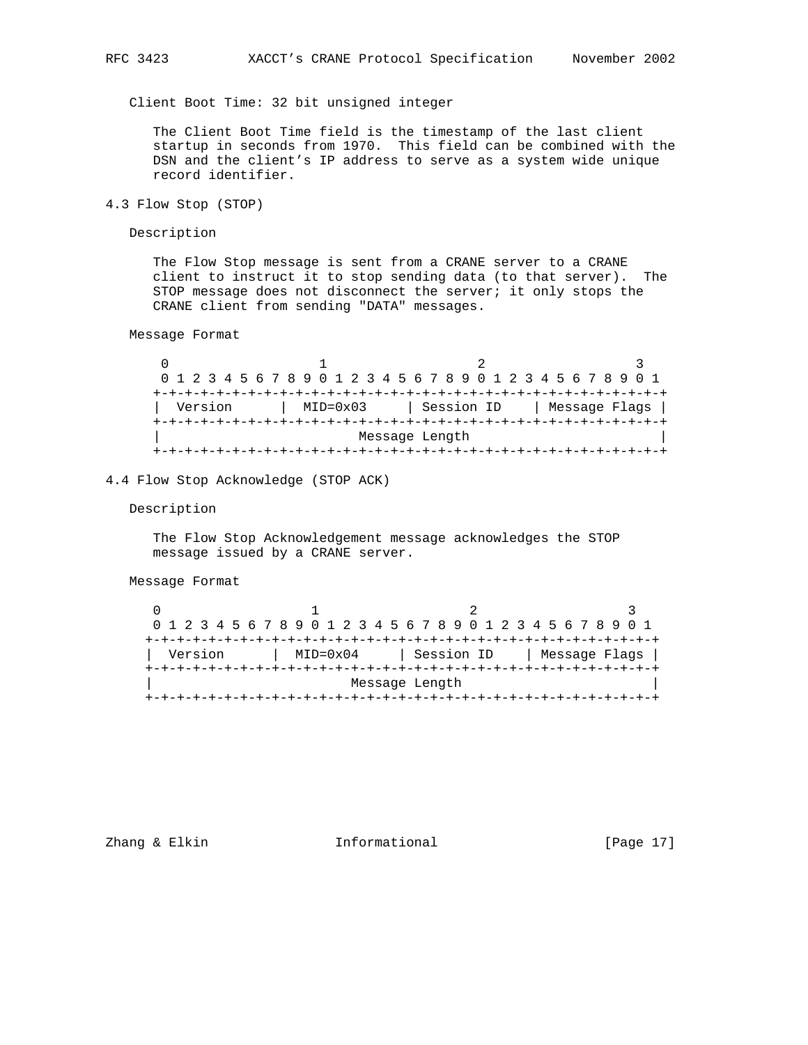Client Boot Time: 32 bit unsigned integer

The Client Boot Time field is the timestamp of the last client startup in seconds from 1970. This field can be combined with the DSN and the client's IP address to serve as a system wide unique record identifier.

### 4.3 Flow Stop (STOP)

Description

The Flow Stop message is sent from a CRANE server to a CRANE client to instruct it to stop sending data (to that server). The STOP message does not disconnect the server; it only stops the CRANE client from sending "DATA" messages.

Message Format

```
 0                   1                   2                   3
 0 1 2 3 4 5 6 7 8 9 0 1 2 3 4 5 6 7 8 9 0 1 2 3 4 5 6 7 8 9 0 1
+-+-+-+-+-+-+-+-+-+-+-+-+-+-+-+-+-+-+-+-+-+-+-+-+-+-+-+-+-+-+-+-+
|  Version      |  MID=0x03     | Session ID    | Message Flags |
+-+-+-+-+-+-+-+-+-+-+-+-+-+-+-+-+-+-+-+-+-+-+-+-+-+-+-+-+-+-+-+-+
|                         Message Length                        |
+-+-+-+-+-+-+-+-+-+-+-+-+-+-+-+-+-+-+-+-+-+-+-+-+-+-+-+-+-+-+-+-+
```

### 4.4 Flow Stop Acknowledge (STOP ACK)

Description

The Flow Stop Acknowledgement message acknowledges the STOP message issued by a CRANE server.

Message Format

```
 0                   1                   2                   3
 0 1 2 3 4 5 6 7 8 9 0 1 2 3 4 5 6 7 8 9 0 1 2 3 4 5 6 7 8 9 0 1
+-+-+-+-+-+-+-+-+-+-+-+-+-+-+-+-+-+-+-+-+-+-+-+-+-+-+-+-+-+-+-+-+
|  Version      |  MID=0x04     | Session ID    | Message Flags |
+-+-+-+-+-+-+-+-+-+-+-+-+-+-+-+-+-+-+-+-+-+-+-+-+-+-+-+-+-+-+-+-+
|                         Message Length                        |
+-+-+-+-+-+-+-+-+-+-+-+-+-+-+-+-+-+-+-+-+-+-+-+-+-+-+-+-+-+-+-+-+
```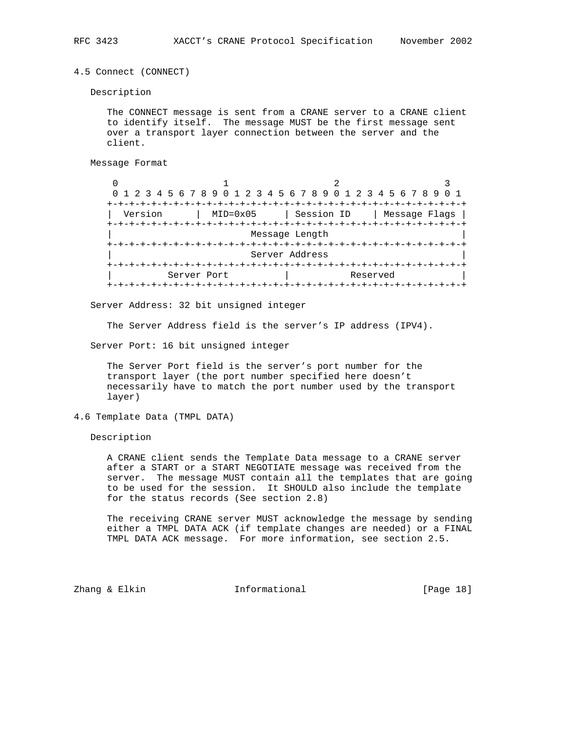### 4.5 Connect (CONNECT)

Description

The CONNECT message is sent from a CRANE server to a CRANE client to identify itself. The message MUST be the first message sent over a transport layer connection between the server and the client.

Message Format

```
 0                   1                   2                   3
 0 1 2 3 4 5 6 7 8 9 0 1 2 3 4 5 6 7 8 9 0 1 2 3 4 5 6 7 8 9 0 1
+-+-+-+-+-+-+-+-+-+-+-+-+-+-+-+-+-+-+-+-+-+-+-+-+-+-+-+-+-+-+-+-+
|  Version      |  MID=0x05     | Session ID    | Message Flags |
+-+-+-+-+-+-+-+-+-+-+-+-+-+-+-+-+-+-+-+-+-+-+-+-+-+-+-+-+-+-+-+-+
|                         Message Length                        |
+-+-+-+-+-+-+-+-+-+-+-+-+-+-+-+-+-+-+-+-+-+-+-+-+-+-+-+-+-+-+-+-+
|                         Server Address                        |
+-+-+-+-+-+-+-+-+-+-+-+-+-+-+-+-+-+-+-+-+-+-+-+-+-+-+-+-+-+-+-+-+
|          Server Port          |           Reserved            |
+-+-+-+-+-+-+-+-+-+-+-+-+-+-+-+-+-+-+-+-+-+-+-+-+-+-+-+-+-+-+-+-+
```

Server Address: 32 bit unsigned integer

The Server Address field is the server's IP address (IPV4).

Server Port: 16 bit unsigned integer

The Server Port field is the server's port number for the transport layer (the port number specified here doesn't necessarily have to match the port number used by the transport layer)

### 4.6 Template Data (TMPL DATA)

Description

A CRANE client sends the Template Data message to a CRANE server after a START or a START NEGOTIATE message was received from the server. The message MUST contain all the templates that are going to be used for the session. It SHOULD also include the template for the status records (See section 2.8)

The receiving CRANE server MUST acknowledge the message by sending either a TMPL DATA ACK (if template changes are needed) or a FINAL TMPL DATA ACK message. For more information, see section 2.5.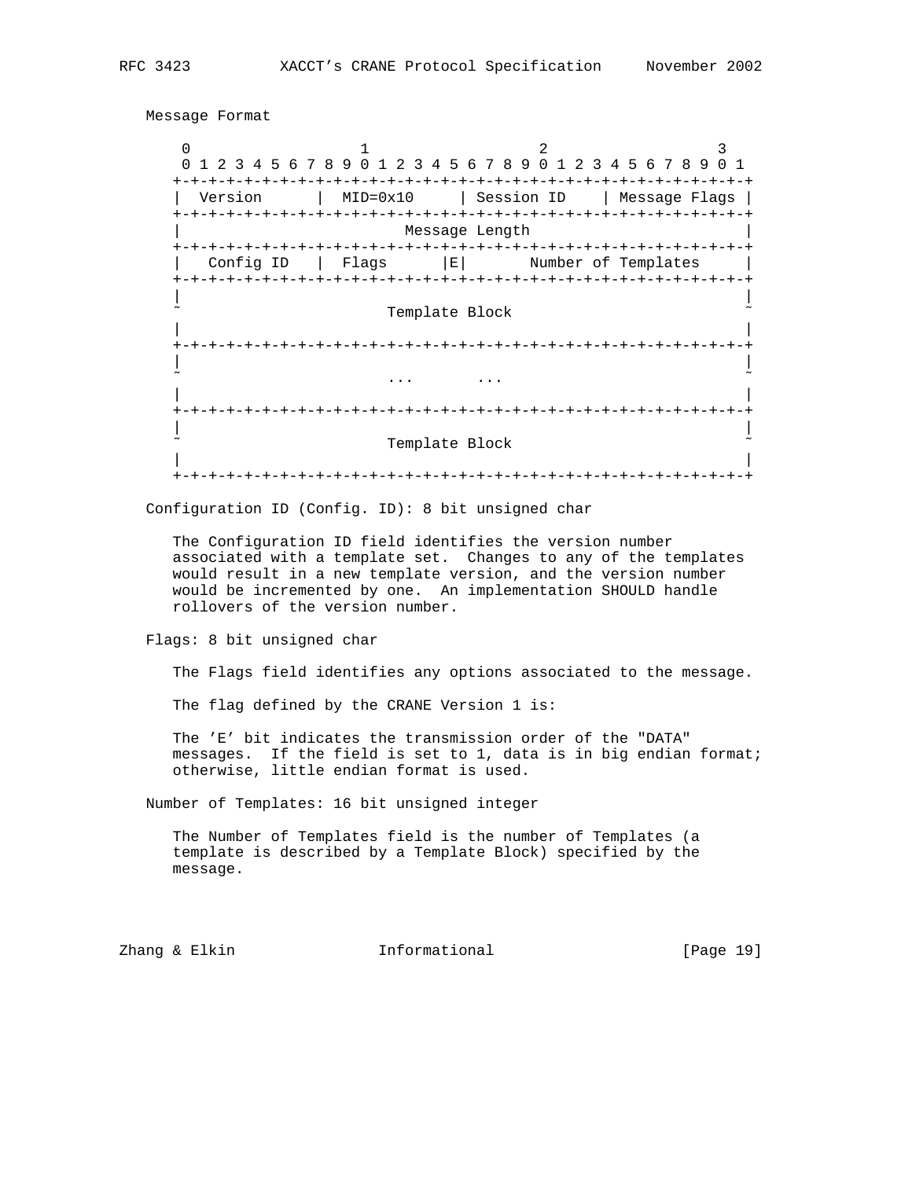Message Format

```
 0                   1                   2                   3
 0 1 2 3 4 5 6 7 8 9 0 1 2 3 4 5 6 7 8 9 0 1 2 3 4 5 6 7 8 9 0 1
+-+-+-+-+-+-+-+-+-+-+-+-+-+-+-+-+-+-+-+-+-+-+-+-+-+-+-+-+-+-+-+-+
|  Version      |  MID=0x10     | Session ID    | Message Flags |
+-+-+-+-+-+-+-+-+-+-+-+-+-+-+-+-+-+-+-+-+-+-+-+-+-+-+-+-+-+-+-+-+
|                         Message Length                        |
+-+-+-+-+-+-+-+-+-+-+-+-+-+-+-+-+-+-+-+-+-+-+-+-+-+-+-+-+-+-+-+-+
|   Config ID   |  Flags      |E|       Number of Templates     |
+-+-+-+-+-+-+-+-+-+-+-+-+-+-+-+-+-+-+-+-+-+-+-+-+-+-+-+-+-+-+-+-+
|                                                               |
~                       Template Block                          ~
|                                                               |
+-+-+-+-+-+-+-+-+-+-+-+-+-+-+-+-+-+-+-+-+-+-+-+-+-+-+-+-+-+-+-+-+
|                                                               |
~                       ...       ...                           ~
|                                                               |
+-+-+-+-+-+-+-+-+-+-+-+-+-+-+-+-+-+-+-+-+-+-+-+-+-+-+-+-+-+-+-+-+
|                                                               |
~                       Template Block                          ~
|                                                               |
+-+-+-+-+-+-+-+-+-+-+-+-+-+-+-+-+-+-+-+-+-+-+-+-+-+-+-+-+-+-+-+-+
```

Configuration ID (Config. ID): 8 bit unsigned char

The Configuration ID field identifies the version number associated with a template set. Changes to any of the templates would result in a new template version, and the version number would be incremented by one. An implementation SHOULD handle rollovers of the version number.

Flags: 8 bit unsigned char

The Flags field identifies any options associated to the message.

The flag defined by the CRANE Version 1 is:

The 'E' bit indicates the transmission order of the "DATA" messages. If the field is set to 1, data is in big endian format; otherwise, little endian format is used.

Number of Templates: 16 bit unsigned integer

The Number of Templates field is the number of Templates (a template is described by a Template Block) specified by the message.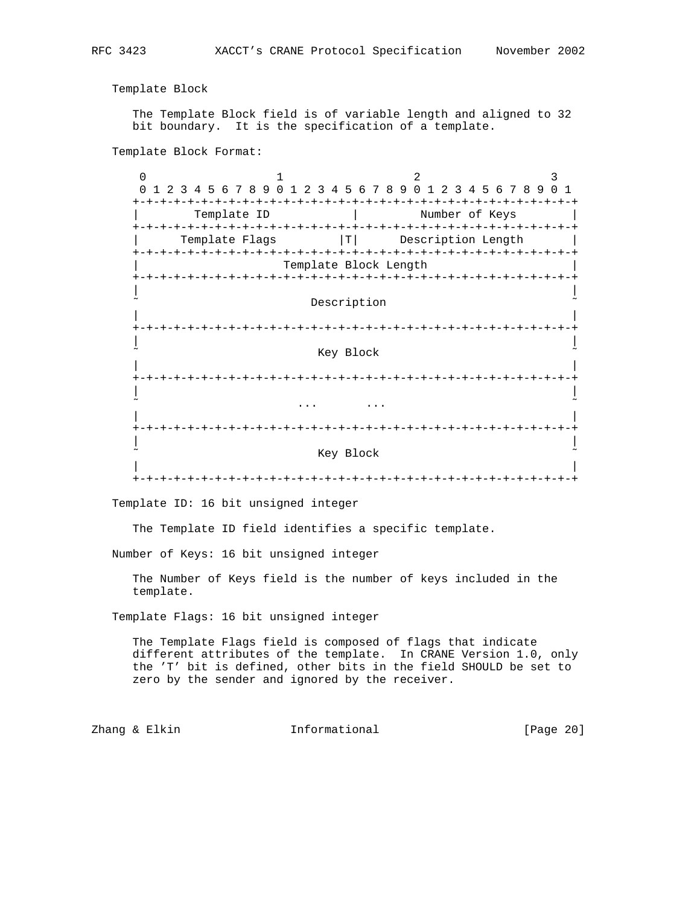Template Block

The Template Block field is of variable length and aligned to 32 bit boundary.  It is the specification of a template.

Template Block Format:

```
 0                   1                   2                   3
 0 1 2 3 4 5 6 7 8 9 0 1 2 3 4 5 6 7 8 9 0 1 2 3 4 5 6 7 8 9 0 1
+-+-+-+-+-+-+-+-+-+-+-+-+-+-+-+-+-+-+-+-+-+-+-+-+-+-+-+-+-+-+-+-+
|        Template ID            |         Number of Keys        |
+-+-+-+-+-+-+-+-+-+-+-+-+-+-+-+-+-+-+-+-+-+-+-+-+-+-+-+-+-+-+-+-+
|      Template Flags         |T|      Description Length       |
+-+-+-+-+-+-+-+-+-+-+-+-+-+-+-+-+-+-+-+-+-+-+-+-+-+-+-+-+-+-+-+-+
|                     Template Block Length                     |
+-+-+-+-+-+-+-+-+-+-+-+-+-+-+-+-+-+-+-+-+-+-+-+-+-+-+-+-+-+-+-+-+
|                                                               |
~                          Description                          ~
|                                                               |
+-+-+-+-+-+-+-+-+-+-+-+-+-+-+-+-+-+-+-+-+-+-+-+-+-+-+-+-+-+-+-+-+
|                                                               |
~                           Key Block                           ~
|                                                               |
+-+-+-+-+-+-+-+-+-+-+-+-+-+-+-+-+-+-+-+-+-+-+-+-+-+-+-+-+-+-+-+-+
|                                                               |
~                         ...       ...                         ~
|                                                               |
+-+-+-+-+-+-+-+-+-+-+-+-+-+-+-+-+-+-+-+-+-+-+-+-+-+-+-+-+-+-+-+-+
|                                                               |
~                           Key Block                           ~
|                                                               |
+-+-+-+-+-+-+-+-+-+-+-+-+-+-+-+-+-+-+-+-+-+-+-+-+-+-+-+-+-+-+-+-+
```

Template ID: 16 bit unsigned integer

The Template ID field identifies a specific template.

Number of Keys: 16 bit unsigned integer

The Number of Keys field is the number of keys included in the template.

Template Flags: 16 bit unsigned integer

The Template Flags field is composed of flags that indicate different attributes of the template.  In CRANE Version 1.0, only the 'T' bit is defined, other bits in the field SHOULD be set to zero by the sender and ignored by the receiver.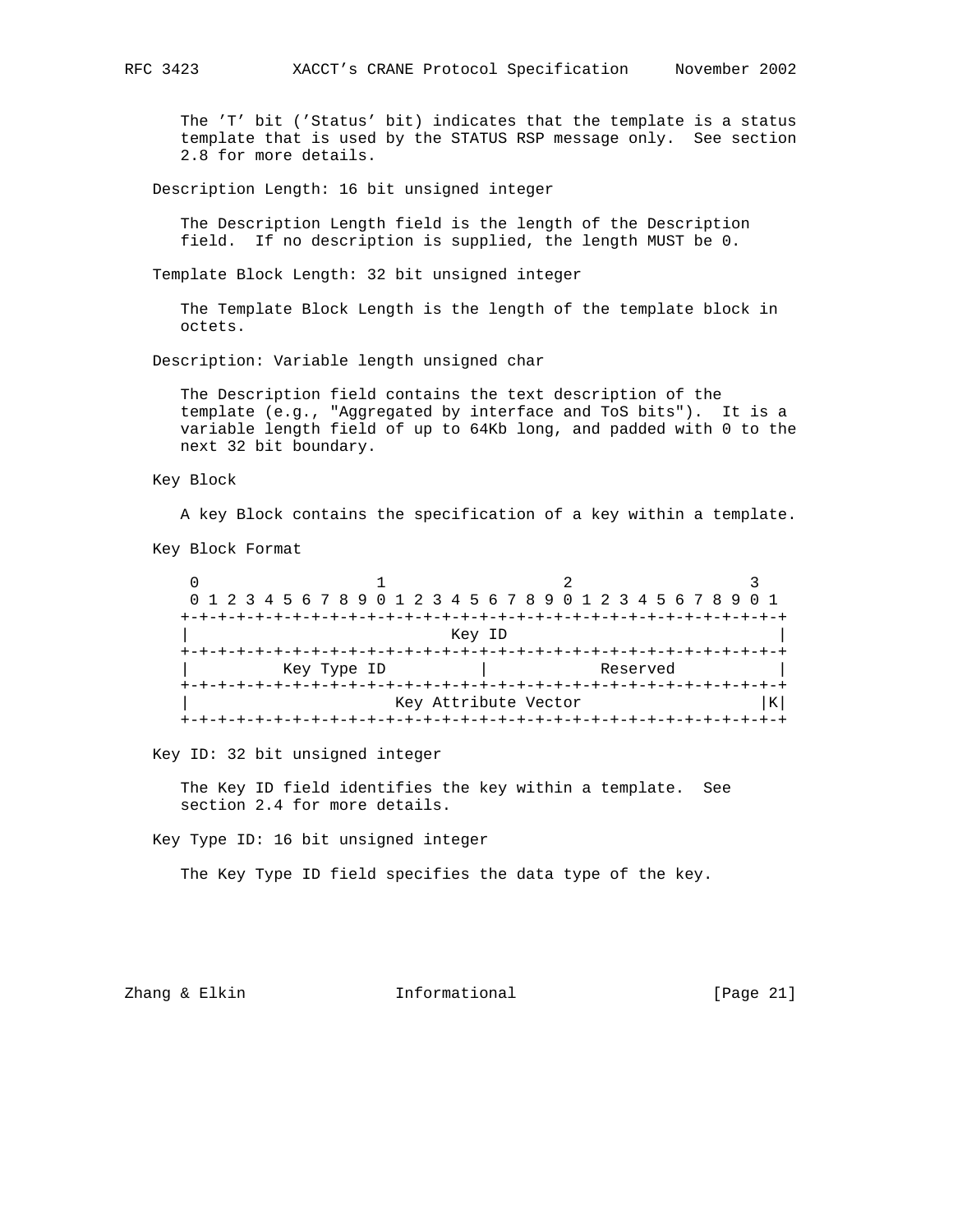The 'T' bit ('Status' bit) indicates that the template is a status template that is used by the STATUS RSP message only. See section 2.8 for more details.

Description Length: 16 bit unsigned integer

The Description Length field is the length of the Description field. If no description is supplied, the length MUST be 0.

Template Block Length: 32 bit unsigned integer

The Template Block Length is the length of the template block in octets.

Description: Variable length unsigned char

The Description field contains the text description of the template (e.g., "Aggregated by interface and ToS bits"). It is a variable length field of up to 64Kb long, and padded with 0 to the next 32 bit boundary.

Key Block

A key Block contains the specification of a key within a template.

Key Block Format

```
 0                   1                   2                   3
 0 1 2 3 4 5 6 7 8 9 0 1 2 3 4 5 6 7 8 9 0 1 2 3 4 5 6 7 8 9 0 1
+-+-+-+-+-+-+-+-+-+-+-+-+-+-+-+-+-+-+-+-+-+-+-+-+-+-+-+-+-+-+-+-+
|                            Key ID                             |
+-+-+-+-+-+-+-+-+-+-+-+-+-+-+-+-+-+-+-+-+-+-+-+-+-+-+-+-+-+-+-+-+
|         Key Type ID           |           Reserved            |
+-+-+-+-+-+-+-+-+-+-+-+-+-+-+-+-+-+-+-+-+-+-+-+-+-+-+-+-+-+-+-+-+
|                     Key Attribute Vector                    |K|
+-+-+-+-+-+-+-+-+-+-+-+-+-+-+-+-+-+-+-+-+-+-+-+-+-+-+-+-+-+-+-+-+
```

Key ID: 32 bit unsigned integer

The Key ID field identifies the key within a template. See section 2.4 for more details.

Key Type ID: 16 bit unsigned integer

The Key Type ID field specifies the data type of the key.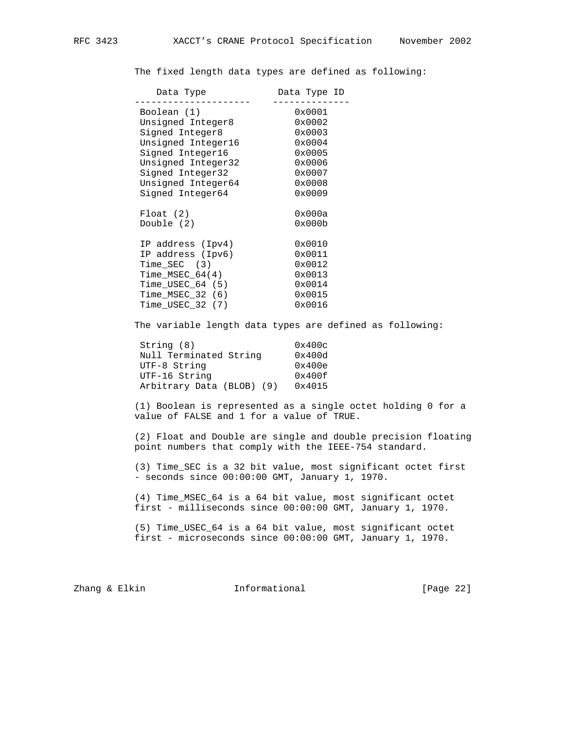The fixed length data types are defined as following:

| Data Type | Data Type ID |
|---|---|
| Boolean (1) | 0x0001 |
| Unsigned Integer8 | 0x0002 |
| Signed Integer8 | 0x0003 |
| Unsigned Integer16 | 0x0004 |
| Signed Integer16 | 0x0005 |
| Unsigned Integer32 | 0x0006 |
| Signed Integer32 | 0x0007 |
| Unsigned Integer64 | 0x0008 |
| Signed Integer64 | 0x0009 |
| Float (2) | 0x000a |
| Double (2) | 0x000b |
| IP address (Ipv4) | 0x0010 |
| IP address (Ipv6) | 0x0011 |
| Time_SEC (3) | 0x0012 |
| Time_MSEC_64(4) | 0x0013 |
| Time_USEC_64 (5) | 0x0014 |
| Time_MSEC_32 (6) | 0x0015 |
| Time_USEC_32 (7) | 0x0016 |

The variable length data types are defined as following:

| Data Type | Data Type ID |
|---|---|
| String (8) | 0x400c |
| Null Terminated String | 0x400d |
| UTF-8 String | 0x400e |
| UTF-16 String | 0x400f |
| Arbitrary Data (BLOB) (9) | 0x4015 |

(1) Boolean is represented as a single octet holding 0 for a value of FALSE and 1 for a value of TRUE.

(2) Float and Double are single and double precision floating point numbers that comply with the IEEE-754 standard.

(3) Time_SEC is a 32 bit value, most significant octet first - seconds since 00:00:00 GMT, January 1, 1970.

(4) Time_MSEC_64 is a 64 bit value, most significant octet first - milliseconds since 00:00:00 GMT, January 1, 1970.

(5) Time_USEC_64 is a 64 bit value, most significant octet first - microseconds since 00:00:00 GMT, January 1, 1970.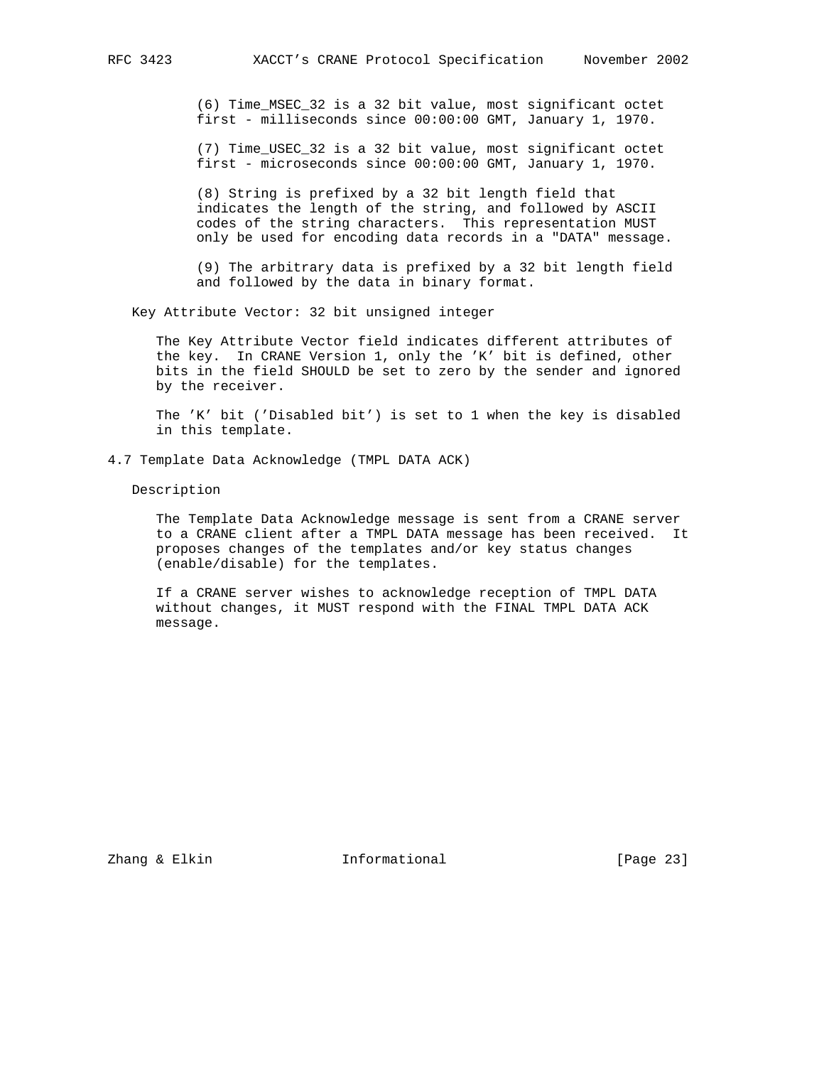(6) Time_MSEC_32 is a 32 bit value, most significant octet first - milliseconds since 00:00:00 GMT, January 1, 1970.

(7) Time_USEC_32 is a 32 bit value, most significant octet first - microseconds since 00:00:00 GMT, January 1, 1970.

(8) String is prefixed by a 32 bit length field that indicates the length of the string, and followed by ASCII codes of the string characters. This representation MUST only be used for encoding data records in a "DATA" message.

(9) The arbitrary data is prefixed by a 32 bit length field and followed by the data in binary format.

Key Attribute Vector: 32 bit unsigned integer

The Key Attribute Vector field indicates different attributes of the key. In CRANE Version 1, only the ’K’ bit is defined, other bits in the field SHOULD be set to zero by the sender and ignored by the receiver.

The ’K’ bit (’Disabled bit’) is set to 1 when the key is disabled in this template.

## 4.7 Template Data Acknowledge (TMPL DATA ACK)

Description

The Template Data Acknowledge message is sent from a CRANE server to a CRANE client after a TMPL DATA message has been received. It proposes changes of the templates and/or key status changes (enable/disable) for the templates.

If a CRANE server wishes to acknowledge reception of TMPL DATA without changes, it MUST respond with the FINAL TMPL DATA ACK message.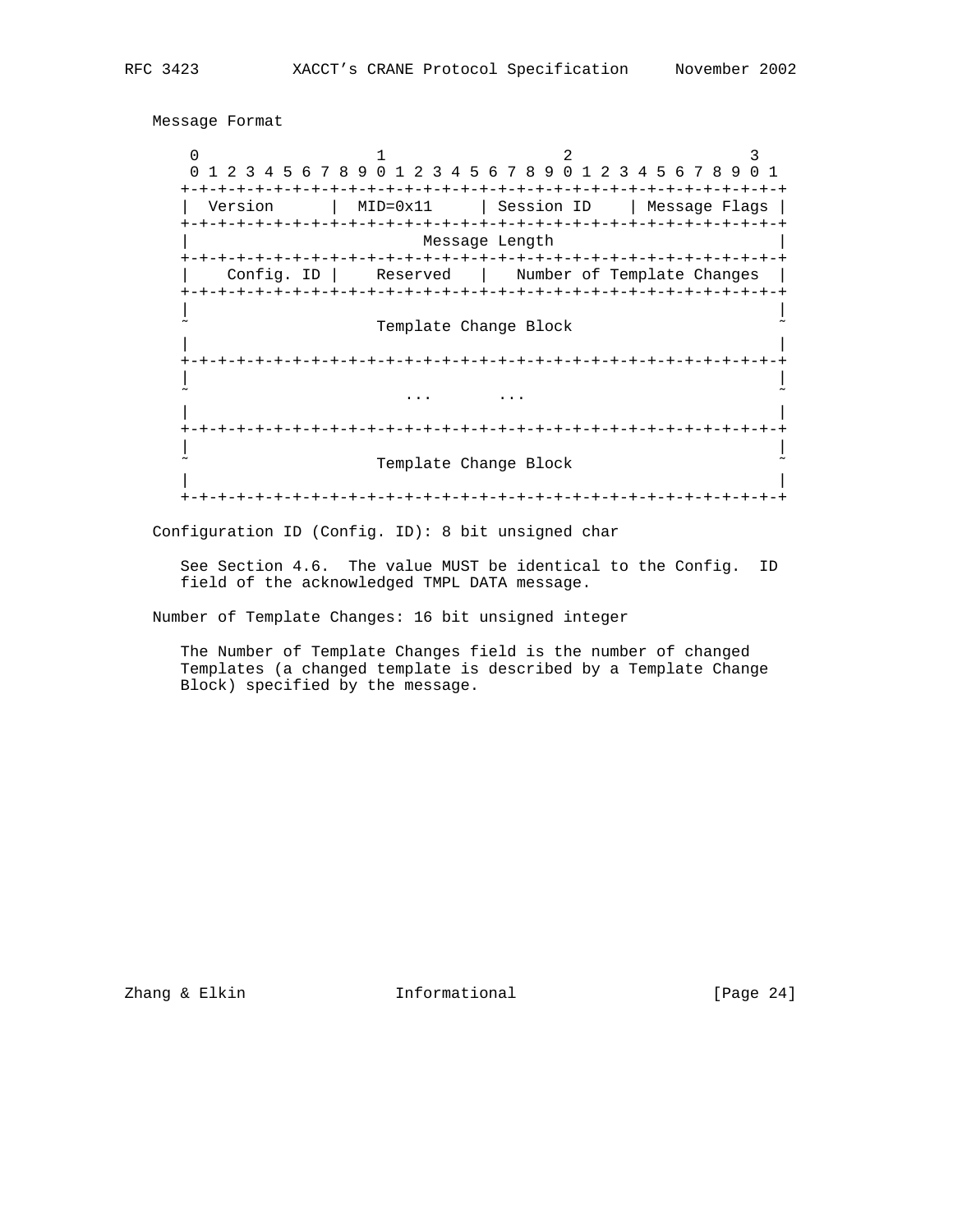Message Format

```
    0                   1                   2                   3
    0 1 2 3 4 5 6 7 8 9 0 1 2 3 4 5 6 7 8 9 0 1 2 3 4 5 6 7 8 9 0 1
   +-+-+-+-+-+-+-+-+-+-+-+-+-+-+-+-+-+-+-+-+-+-+-+-+-+-+-+-+-+-+-+-+
   |  Version      |  MID=0x11     | Session ID    | Message Flags |
   +-+-+-+-+-+-+-+-+-+-+-+-+-+-+-+-+-+-+-+-+-+-+-+-+-+-+-+-+-+-+-+-+
   |                         Message Length                        |
   +-+-+-+-+-+-+-+-+-+-+-+-+-+-+-+-+-+-+-+-+-+-+-+-+-+-+-+-+-+-+-+-+
   |    Config. ID |    Reserved   |   Number of Template Changes  |
   +-+-+-+-+-+-+-+-+-+-+-+-+-+-+-+-+-+-+-+-+-+-+-+-+-+-+-+-+-+-+-+-+
   |                                                               |
   ~                     Template Change Block                     ~
   |                                                               |
   +-+-+-+-+-+-+-+-+-+-+-+-+-+-+-+-+-+-+-+-+-+-+-+-+-+-+-+-+-+-+-+-+
   |                                                               |
   ~                        ...       ...                          ~
   |                                                               |
   +-+-+-+-+-+-+-+-+-+-+-+-+-+-+-+-+-+-+-+-+-+-+-+-+-+-+-+-+-+-+-+-+
   |                                                               |
   ~                     Template Change Block                     ~
   |                                                               |
   +-+-+-+-+-+-+-+-+-+-+-+-+-+-+-+-+-+-+-+-+-+-+-+-+-+-+-+-+-+-+-+-+
```

Configuration ID (Config. ID): 8 bit unsigned char

See Section 4.6. The value MUST be identical to the Config. ID field of the acknowledged TMPL DATA message.

Number of Template Changes: 16 bit unsigned integer

The Number of Template Changes field is the number of changed Templates (a changed template is described by a Template Change Block) specified by the message.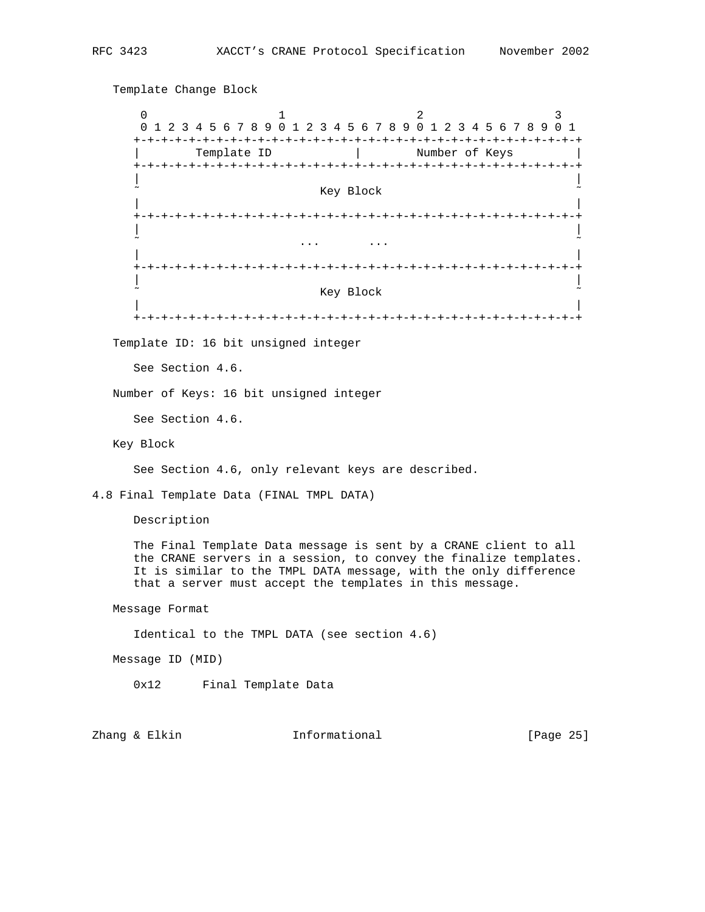Template Change Block

```
 0                   1                   2                   3
 0 1 2 3 4 5 6 7 8 9 0 1 2 3 4 5 6 7 8 9 0 1 2 3 4 5 6 7 8 9 0 1
+-+-+-+-+-+-+-+-+-+-+-+-+-+-+-+-+-+-+-+-+-+-+-+-+-+-+-+-+-+-+-+-+
|        Template ID            |        Number of Keys         |
+-+-+-+-+-+-+-+-+-+-+-+-+-+-+-+-+-+-+-+-+-+-+-+-+-+-+-+-+-+-+-+-+
|                                                               |
~                          Key Block                            ~
|                                                               |
+-+-+-+-+-+-+-+-+-+-+-+-+-+-+-+-+-+-+-+-+-+-+-+-+-+-+-+-+-+-+-+-+
|                                                               |
~                       ...       ...                           ~
|                                                               |
+-+-+-+-+-+-+-+-+-+-+-+-+-+-+-+-+-+-+-+-+-+-+-+-+-+-+-+-+-+-+-+-+
|                                                               |
~                          Key Block                            ~
|                                                               |
+-+-+-+-+-+-+-+-+-+-+-+-+-+-+-+-+-+-+-+-+-+-+-+-+-+-+-+-+-+-+-+-+
```

Template ID: 16 bit unsigned integer

See Section 4.6.

Number of Keys: 16 bit unsigned integer

See Section 4.6.

Key Block

See Section 4.6, only relevant keys are described.

## 4.8 Final Template Data (FINAL TMPL DATA)

Description

The Final Template Data message is sent by a CRANE client to all the CRANE servers in a session, to convey the finalize templates. It is similar to the TMPL DATA message, with the only difference that a server must accept the templates in this message.

Message Format

Identical to the TMPL DATA (see section 4.6)

Message ID (MID)

0x12      Final Template Data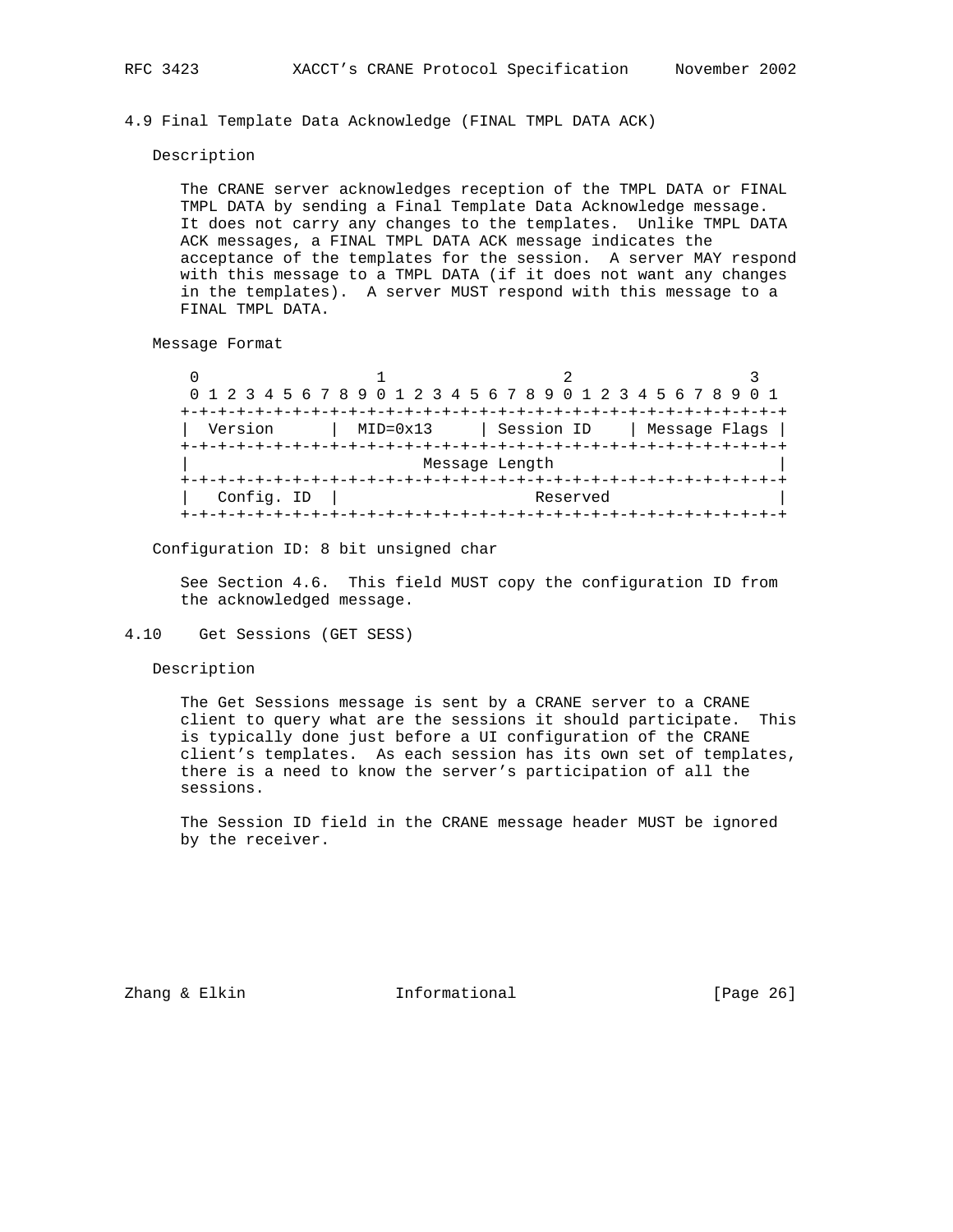### 4.9 Final Template Data Acknowledge (FINAL TMPL DATA ACK)

Description

The CRANE server acknowledges reception of the TMPL DATA or FINAL TMPL DATA by sending a Final Template Data Acknowledge message. It does not carry any changes to the templates. Unlike TMPL DATA ACK messages, a FINAL TMPL DATA ACK message indicates the acceptance of the templates for the session. A server MAY respond with this message to a TMPL DATA (if it does not want any changes in the templates). A server MUST respond with this message to a FINAL TMPL DATA.

Message Format

```
 0                   1                   2                   3
 0 1 2 3 4 5 6 7 8 9 0 1 2 3 4 5 6 7 8 9 0 1 2 3 4 5 6 7 8 9 0 1
+-+-+-+-+-+-+-+-+-+-+-+-+-+-+-+-+-+-+-+-+-+-+-+-+-+-+-+-+-+-+-+-+
|  Version      |  MID=0x13     | Session ID    | Message Flags |
+-+-+-+-+-+-+-+-+-+-+-+-+-+-+-+-+-+-+-+-+-+-+-+-+-+-+-+-+-+-+-+-+
|                         Message Length                        |
+-+-+-+-+-+-+-+-+-+-+-+-+-+-+-+-+-+-+-+-+-+-+-+-+-+-+-+-+-+-+-+-+
|   Config. ID  |                    Reserved                   |
+-+-+-+-+-+-+-+-+-+-+-+-+-+-+-+-+-+-+-+-+-+-+-+-+-+-+-+-+-+-+-+-+
```

Configuration ID: 8 bit unsigned char

See Section 4.6. This field MUST copy the configuration ID from the acknowledged message.

### 4.10 Get Sessions (GET SESS)

Description

The Get Sessions message is sent by a CRANE server to a CRANE client to query what are the sessions it should participate. This is typically done just before a UI configuration of the CRANE client's templates. As each session has its own set of templates, there is a need to know the server's participation of all the sessions.

The Session ID field in the CRANE message header MUST be ignored by the receiver.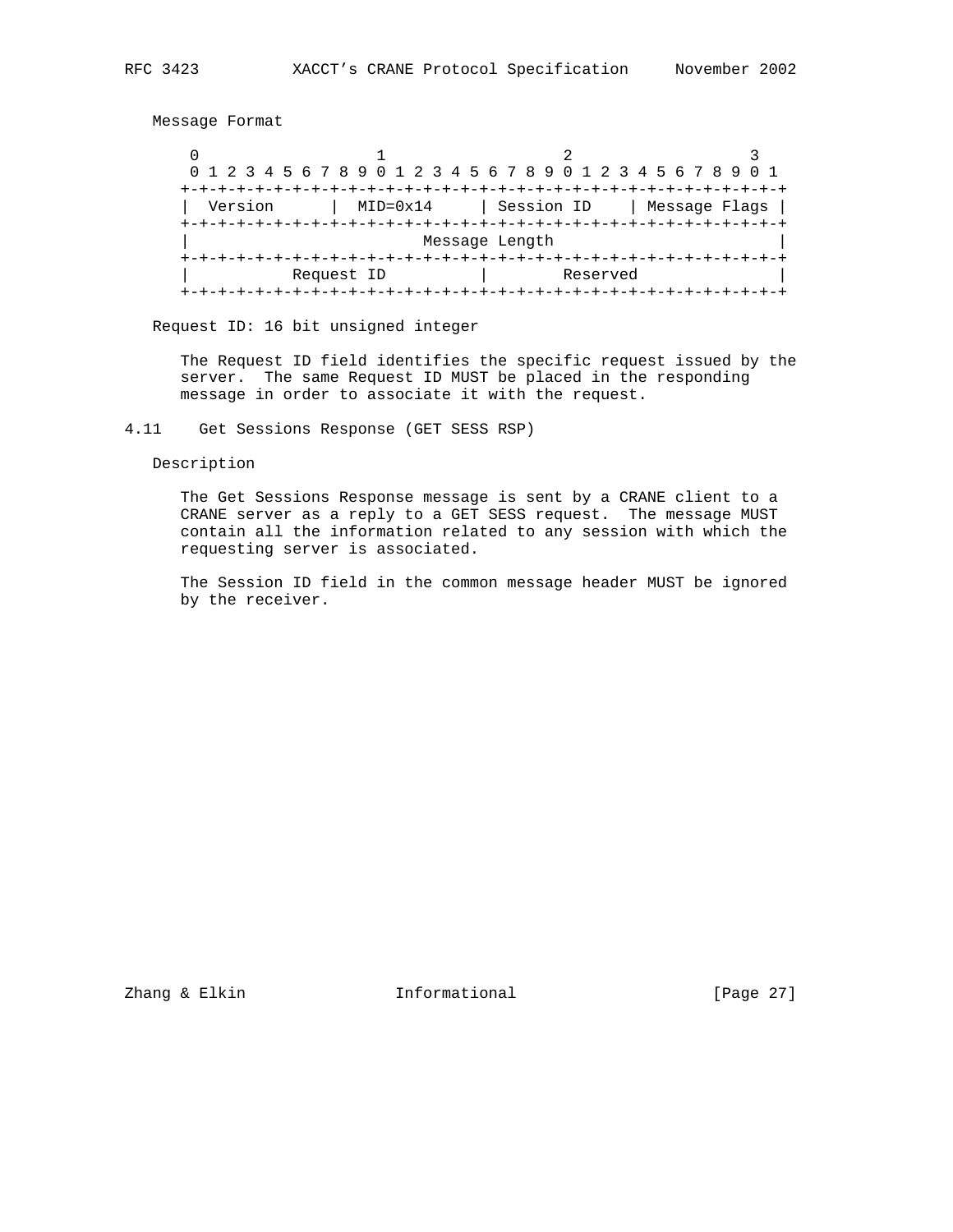Message Format

```
    0                   1                   2                   3
    0 1 2 3 4 5 6 7 8 9 0 1 2 3 4 5 6 7 8 9 0 1 2 3 4 5 6 7 8 9 0 1
   +-+-+-+-+-+-+-+-+-+-+-+-+-+-+-+-+-+-+-+-+-+-+-+-+-+-+-+-+-+-+-+-+
   |  Version      |  MID=0x14     | Session ID    | Message Flags |
   +-+-+-+-+-+-+-+-+-+-+-+-+-+-+-+-+-+-+-+-+-+-+-+-+-+-+-+-+-+-+-+-+
   |                         Message Length                        |
   +-+-+-+-+-+-+-+-+-+-+-+-+-+-+-+-+-+-+-+-+-+-+-+-+-+-+-+-+-+-+-+-+
   |           Request ID          |        Reserved               |
   +-+-+-+-+-+-+-+-+-+-+-+-+-+-+-+-+-+-+-+-+-+-+-+-+-+-+-+-+-+-+-+-+
```

Request ID: 16 bit unsigned integer

The Request ID field identifies the specific request issued by the server. The same Request ID MUST be placed in the responding message in order to associate it with the request.

## 4.11 Get Sessions Response (GET SESS RSP)

Description

The Get Sessions Response message is sent by a CRANE client to a CRANE server as a reply to a GET SESS request. The message MUST contain all the information related to any session with which the requesting server is associated.

The Session ID field in the common message header MUST be ignored by the receiver.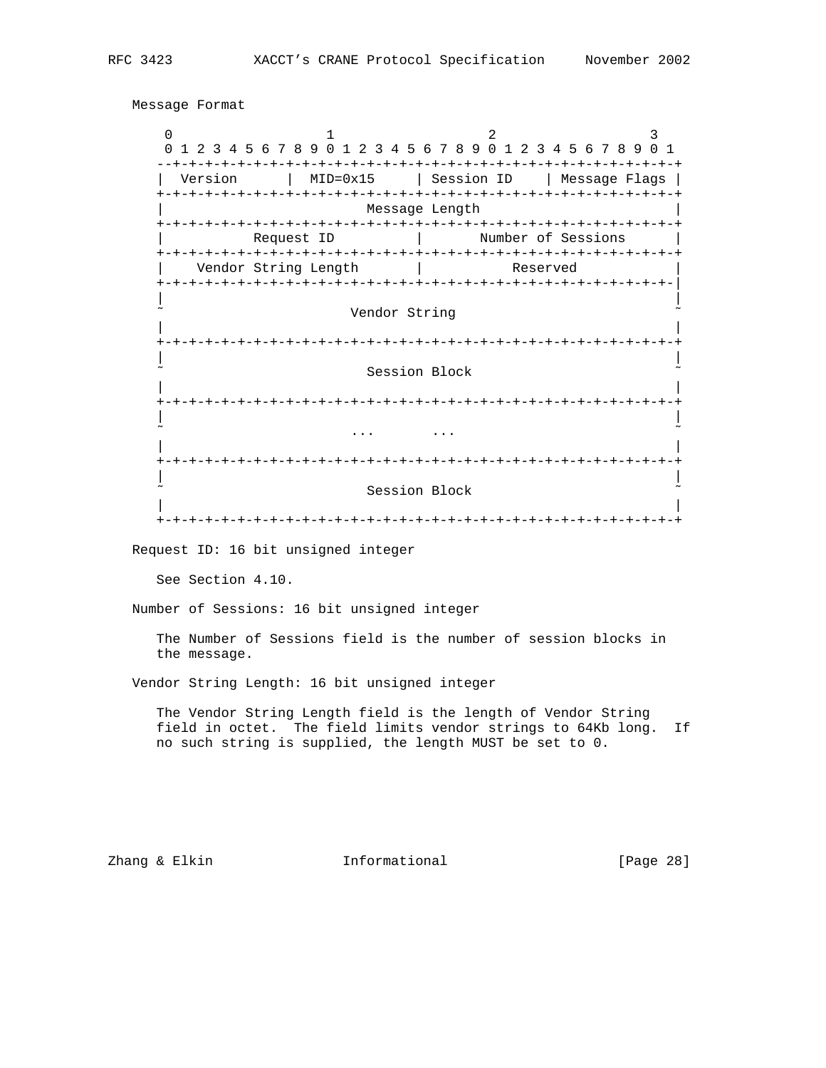Message Format

```
    0                   1                   2                   3
    0 1 2 3 4 5 6 7 8 9 0 1 2 3 4 5 6 7 8 9 0 1 2 3 4 5 6 7 8 9 0 1
   --+-+-+-+-+-+-+-+-+-+-+-+-+-+-+-+-+-+-+-+-+-+-+-+-+-+-+-+-+-+-+-+
   |  Version      |  MID=0x15     | Session ID    | Message Flags |
   +-+-+-+-+-+-+-+-+-+-+-+-+-+-+-+-+-+-+-+-+-+-+-+-+-+-+-+-+-+-+-+-+
   |                         Message Length                        |
   +-+-+-+-+-+-+-+-+-+-+-+-+-+-+-+-+-+-+-+-+-+-+-+-+-+-+-+-+-+-+-+-+
   |           Request ID          |       Number of Sessions      |
   +-+-+-+-+-+-+-+-+-+-+-+-+-+-+-+-+-+-+-+-+-+-+-+-+-+-+-+-+-+-+-+-+
   |    Vendor String Length       |           Reserved            |
   +-+-+-+-+-+-+-+-+-+-+-+-+-+-+-+-+-+-+-+-+-+-+-+-+-+-+-+-+-+-+-+-|
   |                                                               |
   ~                        Vendor String                          ~
   |                                                               |
   +-+-+-+-+-+-+-+-+-+-+-+-+-+-+-+-+-+-+-+-+-+-+-+-+-+-+-+-+-+-+-+-+
   |                                                               |
   ~                         Session Block                         ~
   |                                                               |
   +-+-+-+-+-+-+-+-+-+-+-+-+-+-+-+-+-+-+-+-+-+-+-+-+-+-+-+-+-+-+-+-+
   |                                                               |
   ~                        ...       ...                          ~
   |                                                               |
   +-+-+-+-+-+-+-+-+-+-+-+-+-+-+-+-+-+-+-+-+-+-+-+-+-+-+-+-+-+-+-+-+
   |                                                               |
   ~                         Session Block                         ~
   |                                                               |
   +-+-+-+-+-+-+-+-+-+-+-+-+-+-+-+-+-+-+-+-+-+-+-+-+-+-+-+-+-+-+-+-+
```

Request ID: 16 bit unsigned integer

See Section 4.10.

Number of Sessions: 16 bit unsigned integer

The Number of Sessions field is the number of session blocks in the message.

Vendor String Length: 16 bit unsigned integer

The Vendor String Length field is the length of Vendor String field in octet. The field limits vendor strings to 64Kb long. If no such string is supplied, the length MUST be set to 0.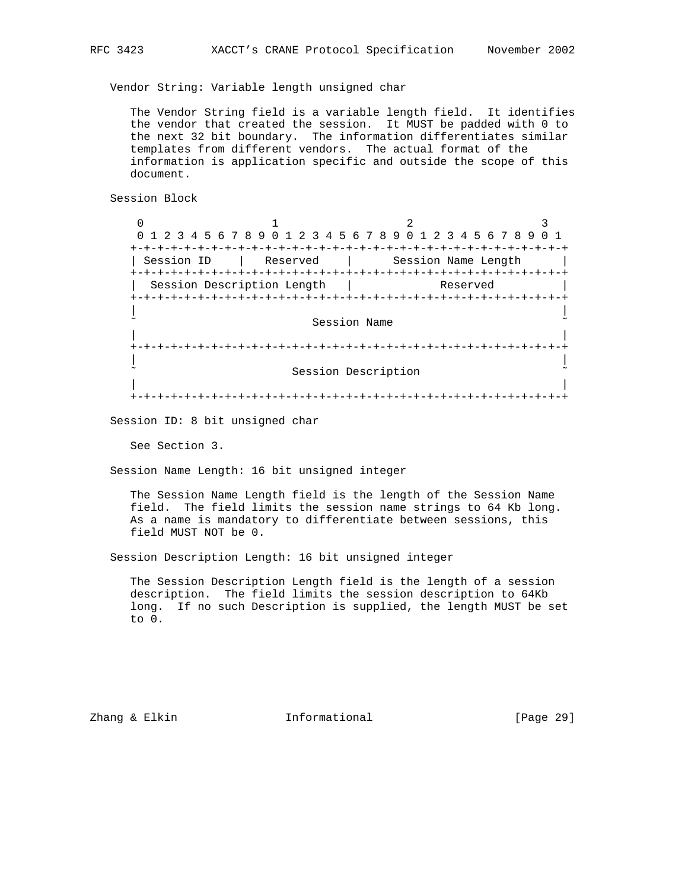Vendor String: Variable length unsigned char

The Vendor String field is a variable length field. It identifies the vendor that created the session. It MUST be padded with 0 to the next 32 bit boundary. The information differentiates similar templates from different vendors. The actual format of the information is application specific and outside the scope of this document.

Session Block

```
 0                   1                   2                   3
 0 1 2 3 4 5 6 7 8 9 0 1 2 3 4 5 6 7 8 9 0 1 2 3 4 5 6 7 8 9 0 1
+-+-+-+-+-+-+-+-+-+-+-+-+-+-+-+-+-+-+-+-+-+-+-+-+-+-+-+-+-+-+-+-+
| Session ID    |   Reserved    |      Session Name Length      |
+-+-+-+-+-+-+-+-+-+-+-+-+-+-+-+-+-+-+-+-+-+-+-+-+-+-+-+-+-+-+-+-+
|  Session Description Length   |            Reserved           |
+-+-+-+-+-+-+-+-+-+-+-+-+-+-+-+-+-+-+-+-+-+-+-+-+-+-+-+-+-+-+-+-+
|                                                               |
~                          Session Name                         ~
|                                                               |
+-+-+-+-+-+-+-+-+-+-+-+-+-+-+-+-+-+-+-+-+-+-+-+-+-+-+-+-+-+-+-+-+
|                                                               |
~                       Session Description                     ~
|                                                               |
+-+-+-+-+-+-+-+-+-+-+-+-+-+-+-+-+-+-+-+-+-+-+-+-+-+-+-+-+-+-+-+-+
```

Session ID: 8 bit unsigned char

See Section 3.

Session Name Length: 16 bit unsigned integer

The Session Name Length field is the length of the Session Name field. The field limits the session name strings to 64 Kb long. As a name is mandatory to differentiate between sessions, this field MUST NOT be 0.

Session Description Length: 16 bit unsigned integer

The Session Description Length field is the length of a session description. The field limits the session description to 64Kb long. If no such Description is supplied, the length MUST be set to 0.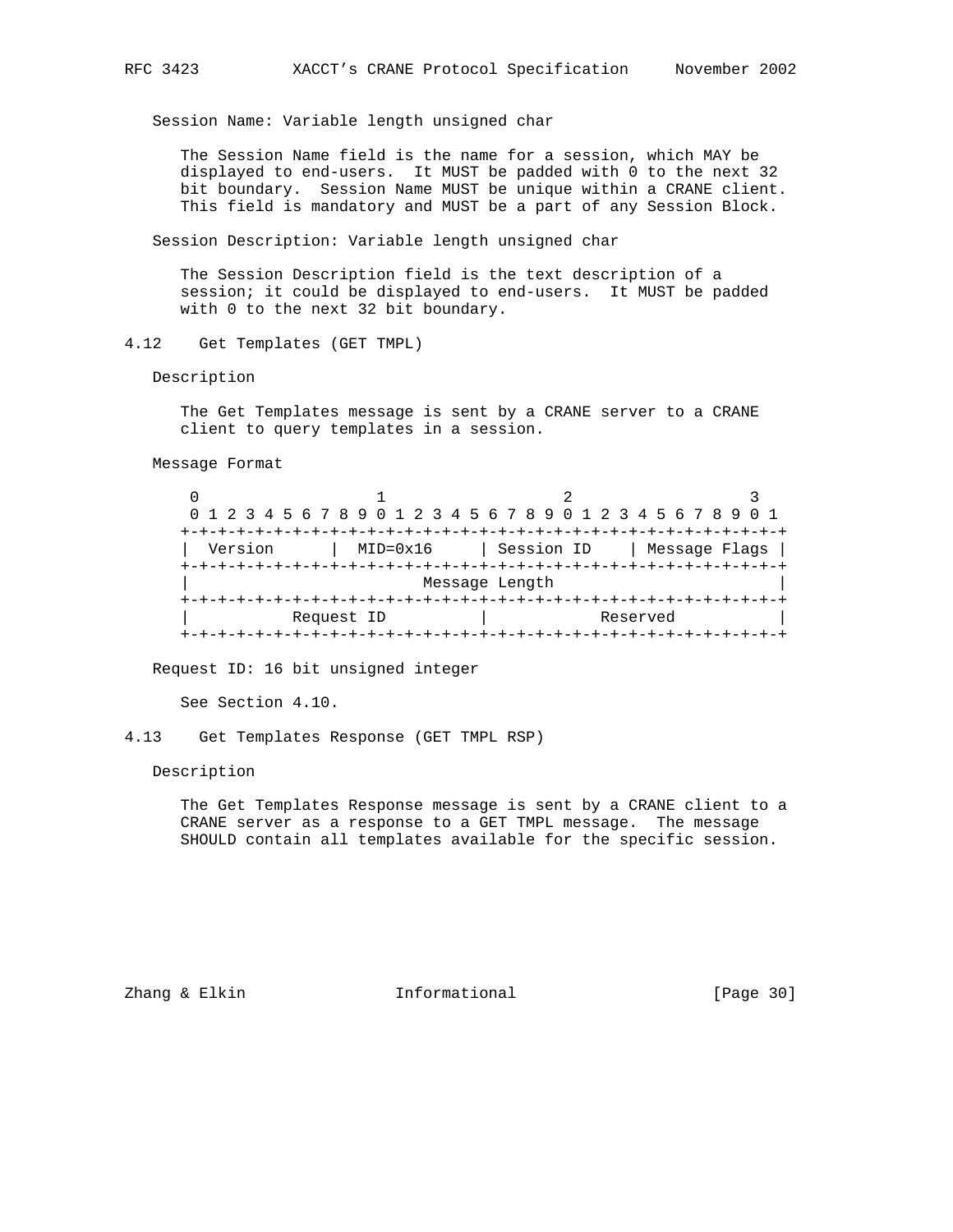Session Name: Variable length unsigned char

The Session Name field is the name for a session, which MAY be displayed to end-users. It MUST be padded with 0 to the next 32 bit boundary. Session Name MUST be unique within a CRANE client. This field is mandatory and MUST be a part of any Session Block.

Session Description: Variable length unsigned char

The Session Description field is the text description of a session; it could be displayed to end-users. It MUST be padded with 0 to the next 32 bit boundary.

## 4.12 Get Templates (GET TMPL)

Description

The Get Templates message is sent by a CRANE server to a CRANE client to query templates in a session.

Message Format

```
 0                   1                   2                   3
 0 1 2 3 4 5 6 7 8 9 0 1 2 3 4 5 6 7 8 9 0 1 2 3 4 5 6 7 8 9 0 1
+-+-+-+-+-+-+-+-+-+-+-+-+-+-+-+-+-+-+-+-+-+-+-+-+-+-+-+-+-+-+-+-+
|  Version      |  MID=0x16     | Session ID    | Message Flags |
+-+-+-+-+-+-+-+-+-+-+-+-+-+-+-+-+-+-+-+-+-+-+-+-+-+-+-+-+-+-+-+-+
|                         Message Length                        |
+-+-+-+-+-+-+-+-+-+-+-+-+-+-+-+-+-+-+-+-+-+-+-+-+-+-+-+-+-+-+-+-+
|           Request ID          |            Reserved           |
+-+-+-+-+-+-+-+-+-+-+-+-+-+-+-+-+-+-+-+-+-+-+-+-+-+-+-+-+-+-+-+-+
```

Request ID: 16 bit unsigned integer

See Section 4.10.

## 4.13 Get Templates Response (GET TMPL RSP)

Description

The Get Templates Response message is sent by a CRANE client to a CRANE server as a response to a GET TMPL message. The message SHOULD contain all templates available for the specific session.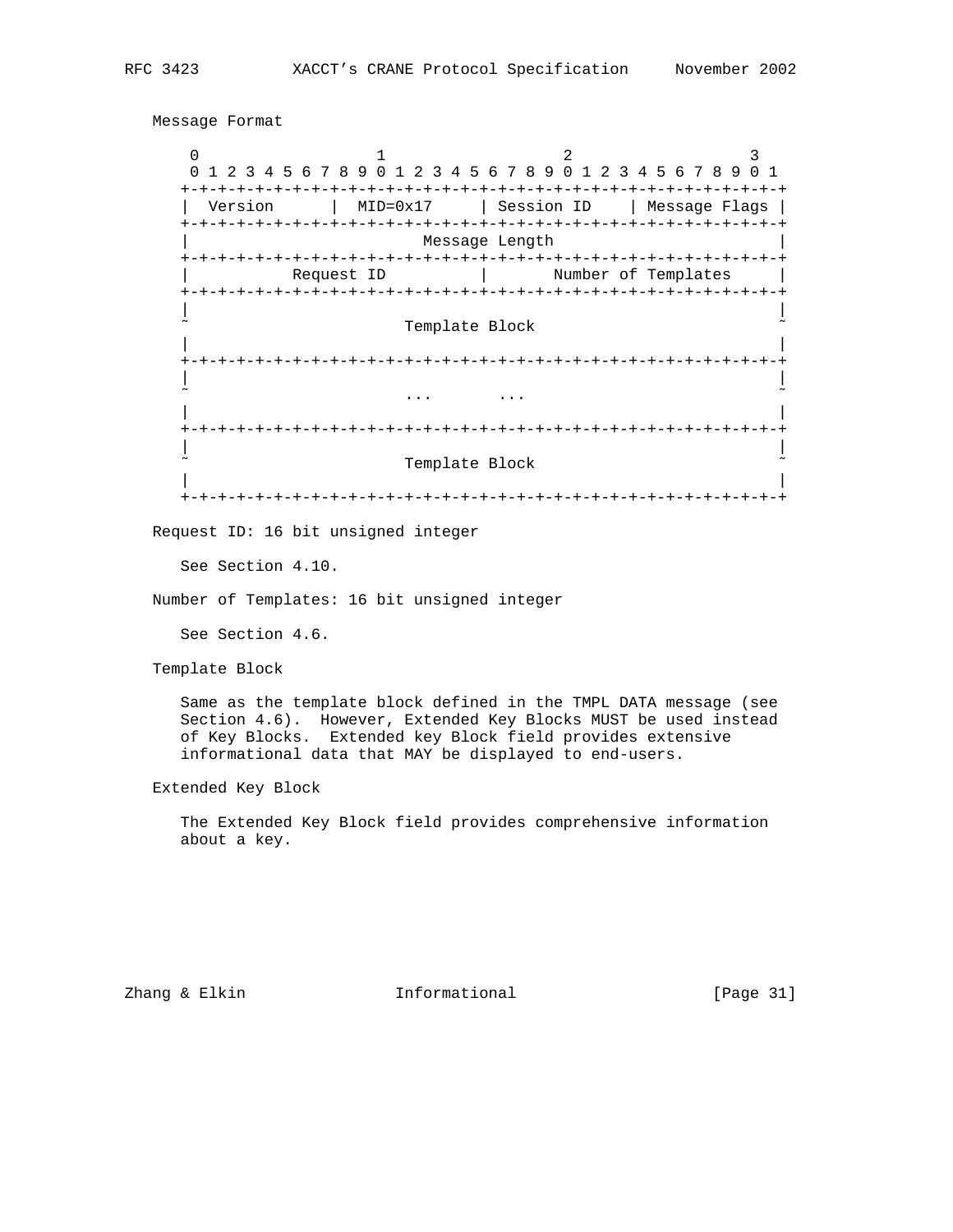Message Format

```
 0                   1                   2                   3
 0 1 2 3 4 5 6 7 8 9 0 1 2 3 4 5 6 7 8 9 0 1 2 3 4 5 6 7 8 9 0 1
+-+-+-+-+-+-+-+-+-+-+-+-+-+-+-+-+-+-+-+-+-+-+-+-+-+-+-+-+-+-+-+-+
|  Version      |  MID=0x17     | Session ID    | Message Flags |
+-+-+-+-+-+-+-+-+-+-+-+-+-+-+-+-+-+-+-+-+-+-+-+-+-+-+-+-+-+-+-+-+
|                         Message Length                        |
+-+-+-+-+-+-+-+-+-+-+-+-+-+-+-+-+-+-+-+-+-+-+-+-+-+-+-+-+-+-+-+-+
|           Request ID          |       Number of Templates     |
+-+-+-+-+-+-+-+-+-+-+-+-+-+-+-+-+-+-+-+-+-+-+-+-+-+-+-+-+-+-+-+-+
|                                                               |
~                        Template Block                         ~
|                                                               |
+-+-+-+-+-+-+-+-+-+-+-+-+-+-+-+-+-+-+-+-+-+-+-+-+-+-+-+-+-+-+-+-+
|                                                               |
~                        ...       ...                          ~
|                                                               |
+-+-+-+-+-+-+-+-+-+-+-+-+-+-+-+-+-+-+-+-+-+-+-+-+-+-+-+-+-+-+-+-+
|                                                               |
~                        Template Block                         ~
|                                                               |
+-+-+-+-+-+-+-+-+-+-+-+-+-+-+-+-+-+-+-+-+-+-+-+-+-+-+-+-+-+-+-+-+
```

Request ID: 16 bit unsigned integer

See Section 4.10.

Number of Templates: 16 bit unsigned integer

See Section 4.6.

Template Block

Same as the template block defined in the TMPL DATA message (see Section 4.6). However, Extended Key Blocks MUST be used instead of Key Blocks. Extended key Block field provides extensive informational data that MAY be displayed to end-users.

Extended Key Block

The Extended Key Block field provides comprehensive information about a key.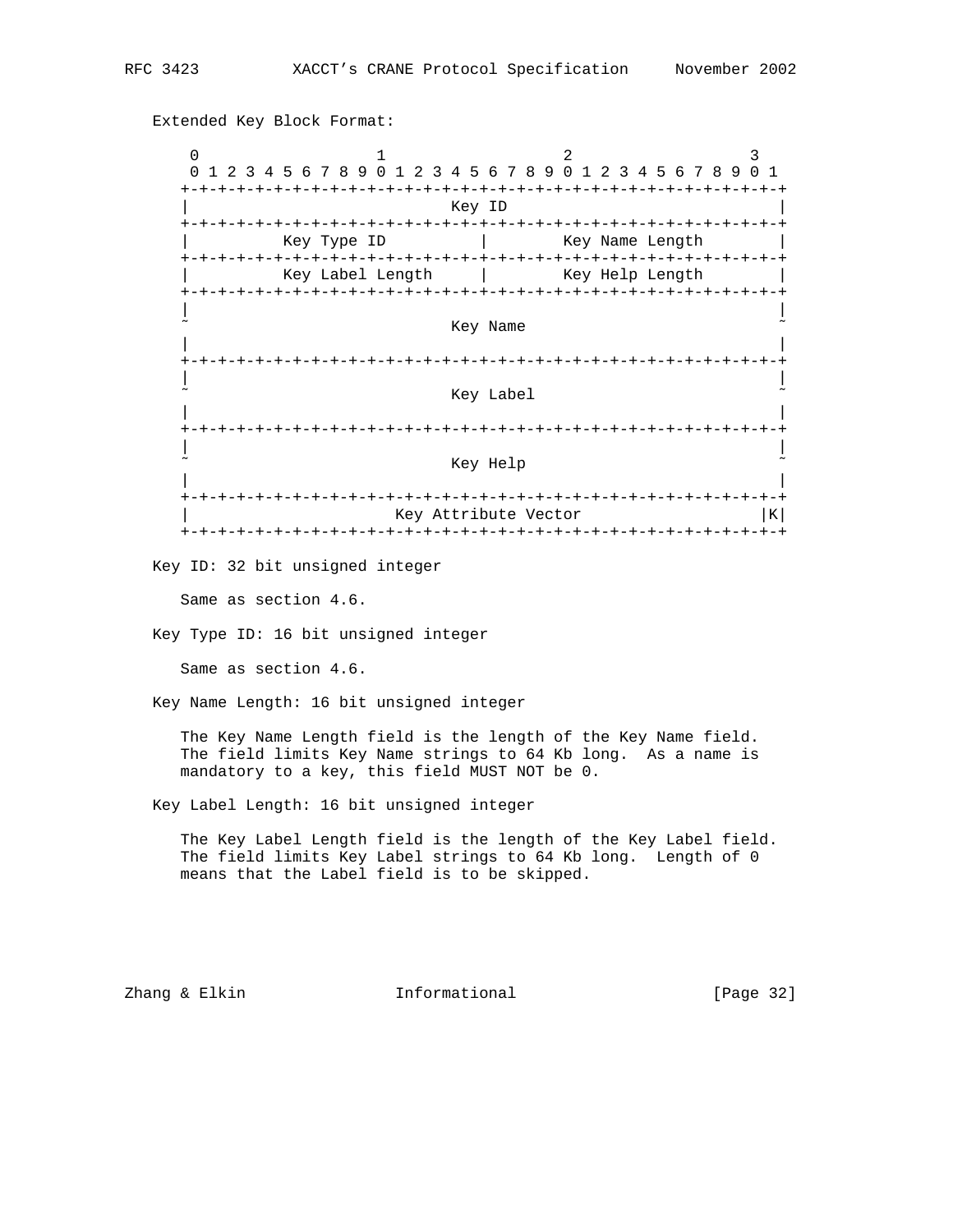Extended Key Block Format:

```
 0                   1                   2                   3
 0 1 2 3 4 5 6 7 8 9 0 1 2 3 4 5 6 7 8 9 0 1 2 3 4 5 6 7 8 9 0 1
+-+-+-+-+-+-+-+-+-+-+-+-+-+-+-+-+-+-+-+-+-+-+-+-+-+-+-+-+-+-+-+-+
|                             Key ID                            |
+-+-+-+-+-+-+-+-+-+-+-+-+-+-+-+-+-+-+-+-+-+-+-+-+-+-+-+-+-+-+-+-+
|          Key Type ID          |        Key Name Length        |
+-+-+-+-+-+-+-+-+-+-+-+-+-+-+-+-+-+-+-+-+-+-+-+-+-+-+-+-+-+-+-+-+
|          Key Label Length     |        Key Help Length        |
+-+-+-+-+-+-+-+-+-+-+-+-+-+-+-+-+-+-+-+-+-+-+-+-+-+-+-+-+-+-+-+-+
|                                                               |
~                             Key Name                          ~
|                                                               |
+-+-+-+-+-+-+-+-+-+-+-+-+-+-+-+-+-+-+-+-+-+-+-+-+-+-+-+-+-+-+-+-+
|                                                               |
~                             Key Label                         ~
|                                                               |
+-+-+-+-+-+-+-+-+-+-+-+-+-+-+-+-+-+-+-+-+-+-+-+-+-+-+-+-+-+-+-+-+
|                                                               |
~                             Key Help                          ~
|                                                               |
+-+-+-+-+-+-+-+-+-+-+-+-+-+-+-+-+-+-+-+-+-+-+-+-+-+-+-+-+-+-+-+-+
|                       Key Attribute Vector                  |K|
+-+-+-+-+-+-+-+-+-+-+-+-+-+-+-+-+-+-+-+-+-+-+-+-+-+-+-+-+-+-+-+-+
```

Key ID: 32 bit unsigned integer

Same as section 4.6.

Key Type ID: 16 bit unsigned integer

Same as section 4.6.

Key Name Length: 16 bit unsigned integer

The Key Name Length field is the length of the Key Name field. The field limits Key Name strings to 64 Kb long. As a name is mandatory to a key, this field MUST NOT be 0.

Key Label Length: 16 bit unsigned integer

The Key Label Length field is the length of the Key Label field. The field limits Key Label strings to 64 Kb long. Length of 0 means that the Label field is to be skipped.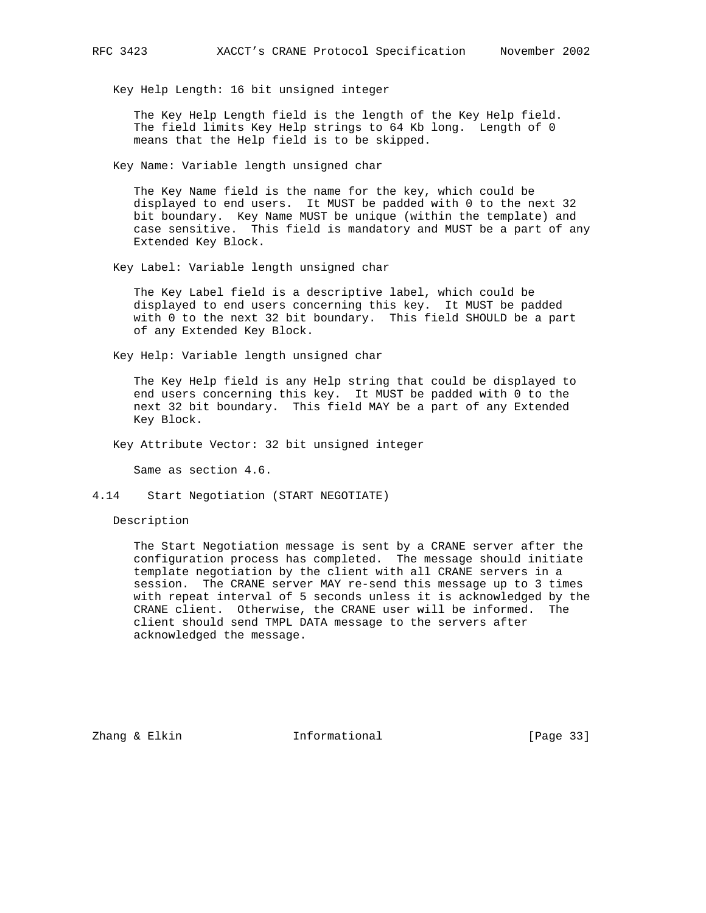Key Help Length: 16 bit unsigned integer

The Key Help Length field is the length of the Key Help field. The field limits Key Help strings to 64 Kb long. Length of 0 means that the Help field is to be skipped.

Key Name: Variable length unsigned char

The Key Name field is the name for the key, which could be displayed to end users. It MUST be padded with 0 to the next 32 bit boundary. Key Name MUST be unique (within the template) and case sensitive. This field is mandatory and MUST be a part of any Extended Key Block.

Key Label: Variable length unsigned char

The Key Label field is a descriptive label, which could be displayed to end users concerning this key. It MUST be padded with 0 to the next 32 bit boundary. This field SHOULD be a part of any Extended Key Block.

Key Help: Variable length unsigned char

The Key Help field is any Help string that could be displayed to end users concerning this key. It MUST be padded with 0 to the next 32 bit boundary. This field MAY be a part of any Extended Key Block.

Key Attribute Vector: 32 bit unsigned integer

Same as section 4.6.

## 4.14 Start Negotiation (START NEGOTIATE)

Description

The Start Negotiation message is sent by a CRANE server after the configuration process has completed. The message should initiate template negotiation by the client with all CRANE servers in a session. The CRANE server MAY re-send this message up to 3 times with repeat interval of 5 seconds unless it is acknowledged by the CRANE client. Otherwise, the CRANE user will be informed. The client should send TMPL DATA message to the servers after acknowledged the message.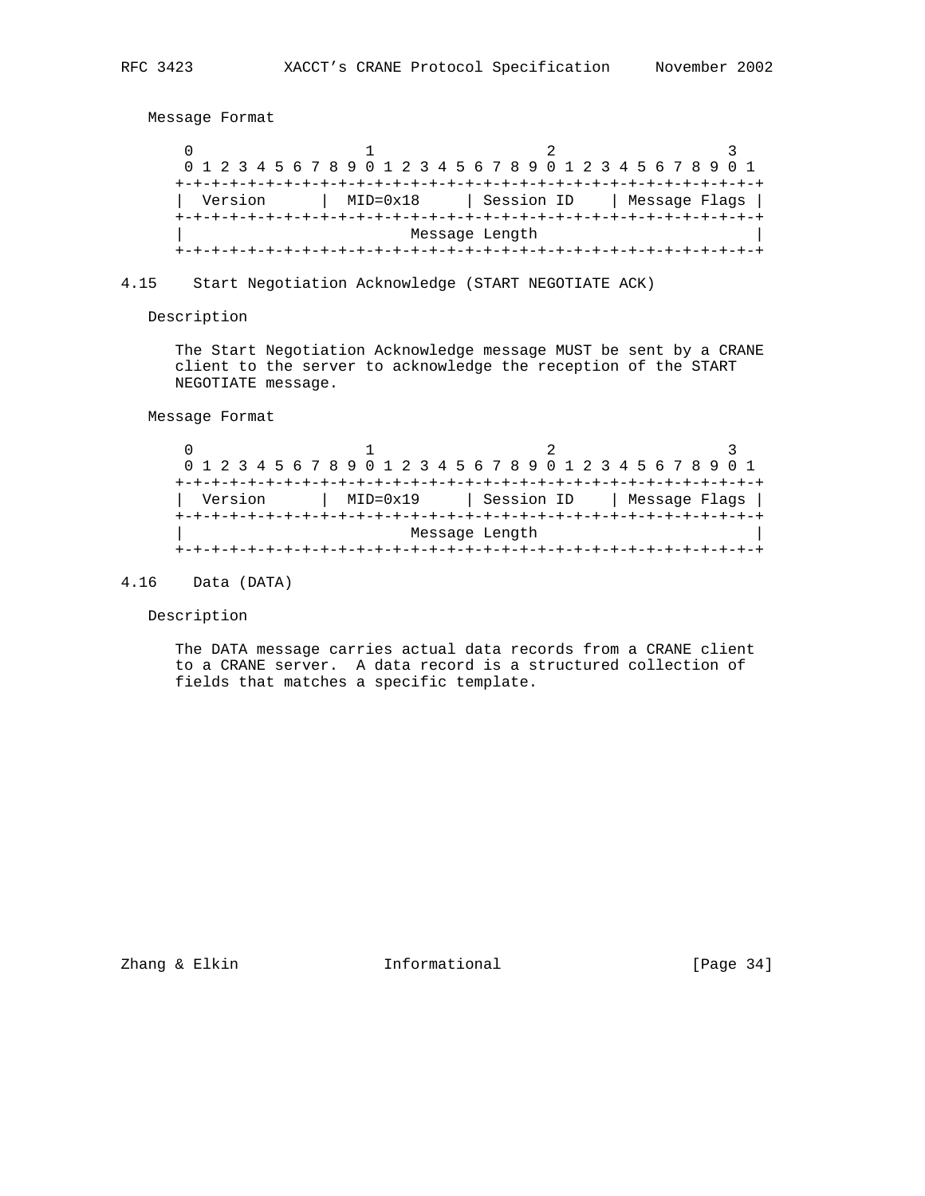Message Format

```
 0                   1                   2                   3
 0 1 2 3 4 5 6 7 8 9 0 1 2 3 4 5 6 7 8 9 0 1 2 3 4 5 6 7 8 9 0 1
+-+-+-+-+-+-+-+-+-+-+-+-+-+-+-+-+-+-+-+-+-+-+-+-+-+-+-+-+-+-+-+-+
|  Version      |  MID=0x18     | Session ID    | Message Flags |
+-+-+-+-+-+-+-+-+-+-+-+-+-+-+-+-+-+-+-+-+-+-+-+-+-+-+-+-+-+-+-+-+
|                         Message Length                        |
+-+-+-+-+-+-+-+-+-+-+-+-+-+-+-+-+-+-+-+-+-+-+-+-+-+-+-+-+-+-+-+-+
```

## 4.15 Start Negotiation Acknowledge (START NEGOTIATE ACK)

Description

The Start Negotiation Acknowledge message MUST be sent by a CRANE client to the server to acknowledge the reception of the START NEGOTIATE message.

Message Format

```
 0                   1                   2                   3
 0 1 2 3 4 5 6 7 8 9 0 1 2 3 4 5 6 7 8 9 0 1 2 3 4 5 6 7 8 9 0 1
+-+-+-+-+-+-+-+-+-+-+-+-+-+-+-+-+-+-+-+-+-+-+-+-+-+-+-+-+-+-+-+-+
|  Version      |  MID=0x19     | Session ID    | Message Flags |
+-+-+-+-+-+-+-+-+-+-+-+-+-+-+-+-+-+-+-+-+-+-+-+-+-+-+-+-+-+-+-+-+
|                         Message Length                        |
+-+-+-+-+-+-+-+-+-+-+-+-+-+-+-+-+-+-+-+-+-+-+-+-+-+-+-+-+-+-+-+-+
```

## 4.16 Data (DATA)

Description

The DATA message carries actual data records from a CRANE client to a CRANE server. A data record is a structured collection of fields that matches a specific template.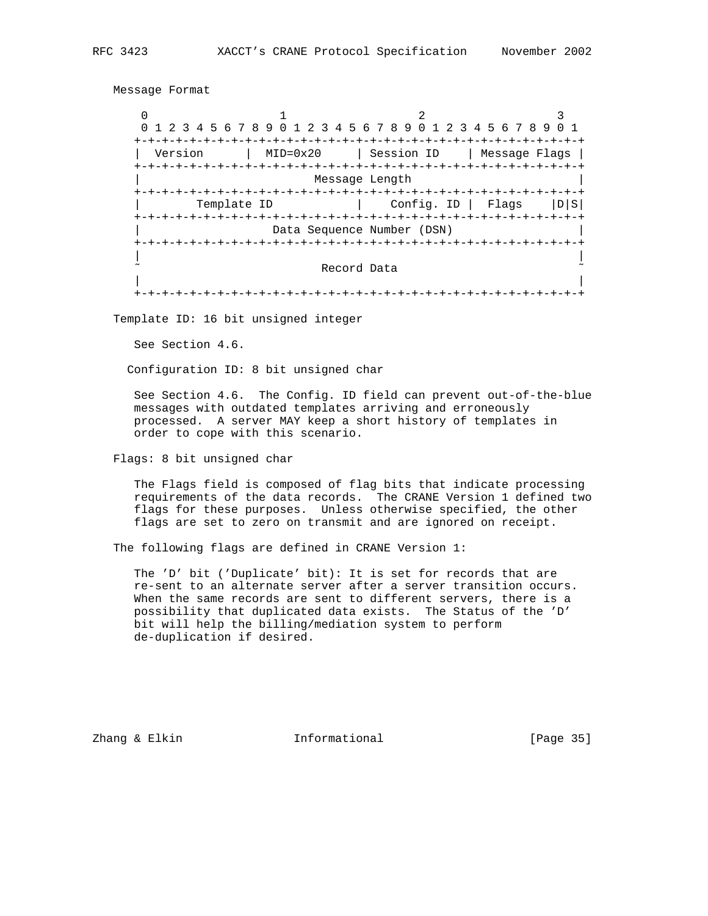Message Format

```
 0                   1                   2                   3
 0 1 2 3 4 5 6 7 8 9 0 1 2 3 4 5 6 7 8 9 0 1 2 3 4 5 6 7 8 9 0 1
+-+-+-+-+-+-+-+-+-+-+-+-+-+-+-+-+-+-+-+-+-+-+-+-+-+-+-+-+-+-+-+-+
|  Version      |  MID=0x20     | Session ID    | Message Flags |
+-+-+-+-+-+-+-+-+-+-+-+-+-+-+-+-+-+-+-+-+-+-+-+-+-+-+-+-+-+-+-+-+
|                         Message Length                        |
+-+-+-+-+-+-+-+-+-+-+-+-+-+-+-+-+-+-+-+-+-+-+-+-+-+-+-+-+-+-+-+-+
|        Template ID            |    Config. ID |  Flags    |D|S|
+-+-+-+-+-+-+-+-+-+-+-+-+-+-+-+-+-+-+-+-+-+-+-+-+-+-+-+-+-+-+-+-+
|                   Data Sequence Number (DSN)                  |
+-+-+-+-+-+-+-+-+-+-+-+-+-+-+-+-+-+-+-+-+-+-+-+-+-+-+-+-+-+-+-+-+
|                                                               |
~                          Record Data                          ~
|                                                               |
+-+-+-+-+-+-+-+-+-+-+-+-+-+-+-+-+-+-+-+-+-+-+-+-+-+-+-+-+-+-+-+-+
```

Template ID: 16 bit unsigned integer

See Section 4.6.

Configuration ID: 8 bit unsigned char

See Section 4.6. The Config. ID field can prevent out-of-the-blue messages with outdated templates arriving and erroneously processed. A server MAY keep a short history of templates in order to cope with this scenario.

Flags: 8 bit unsigned char

The Flags field is composed of flag bits that indicate processing requirements of the data records. The CRANE Version 1 defined two flags for these purposes. Unless otherwise specified, the other flags are set to zero on transmit and are ignored on receipt.

The following flags are defined in CRANE Version 1:

The 'D' bit ('Duplicate' bit): It is set for records that are re-sent to an alternate server after a server transition occurs. When the same records are sent to different servers, there is a possibility that duplicated data exists. The Status of the 'D' bit will help the billing/mediation system to perform de-duplication if desired.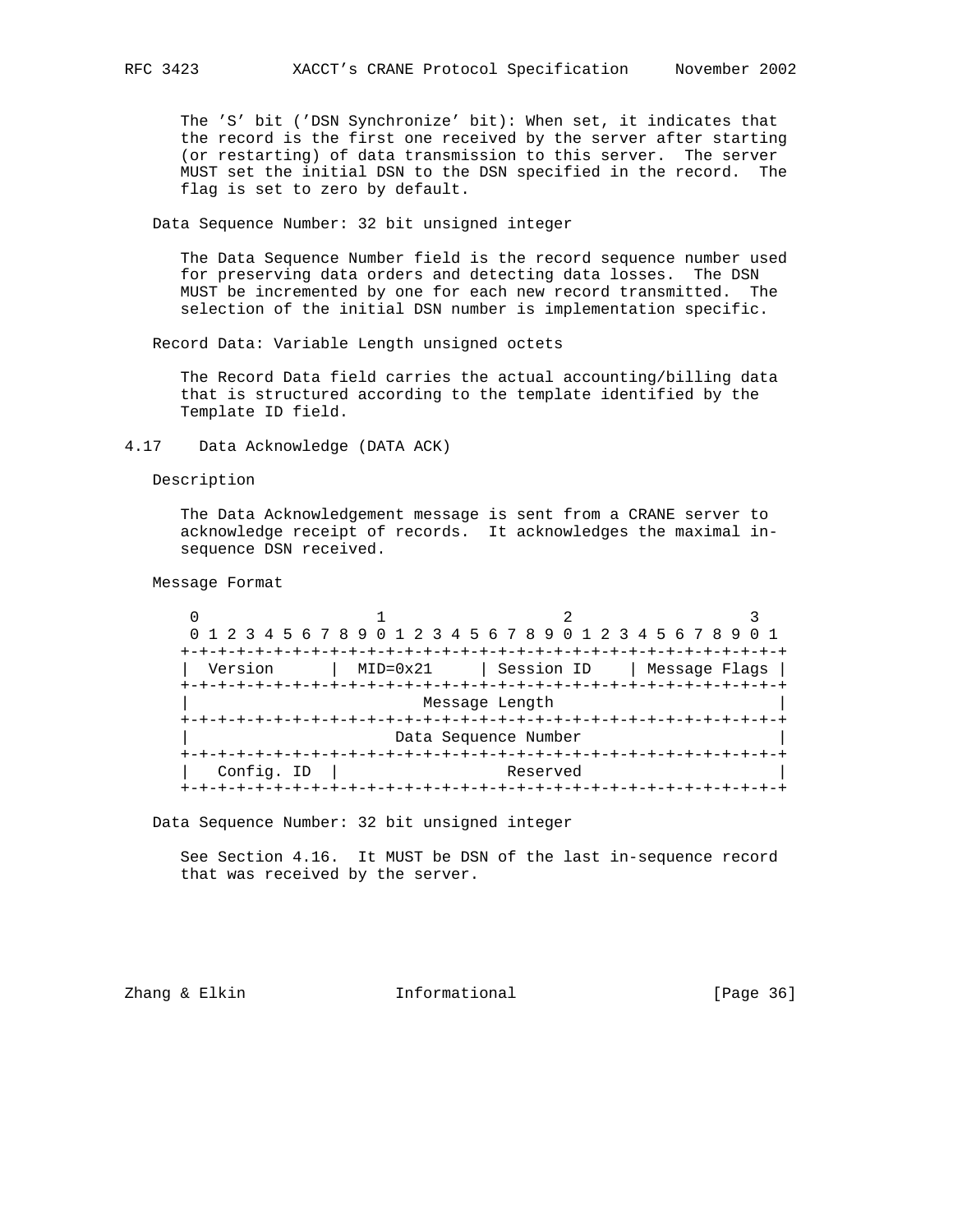The 'S' bit ('DSN Synchronize' bit): When set, it indicates that the record is the first one received by the server after starting (or restarting) of data transmission to this server. The server MUST set the initial DSN to the DSN specified in the record. The flag is set to zero by default.

Data Sequence Number: 32 bit unsigned integer

The Data Sequence Number field is the record sequence number used for preserving data orders and detecting data losses. The DSN MUST be incremented by one for each new record transmitted. The selection of the initial DSN number is implementation specific.

Record Data: Variable Length unsigned octets

The Record Data field carries the actual accounting/billing data that is structured according to the template identified by the Template ID field.

## 4.17 Data Acknowledge (DATA ACK)

Description

The Data Acknowledgement message is sent from a CRANE server to acknowledge receipt of records. It acknowledges the maximal in-sequence DSN received.

Message Format

```
 0                   1                   2                   3
 0 1 2 3 4 5 6 7 8 9 0 1 2 3 4 5 6 7 8 9 0 1 2 3 4 5 6 7 8 9 0 1
+-+-+-+-+-+-+-+-+-+-+-+-+-+-+-+-+-+-+-+-+-+-+-+-+-+-+-+-+-+-+-+-+
|  Version      |  MID=0x21     | Session ID    | Message Flags |
+-+-+-+-+-+-+-+-+-+-+-+-+-+-+-+-+-+-+-+-+-+-+-+-+-+-+-+-+-+-+-+-+
|                          Message Length                       |
+-+-+-+-+-+-+-+-+-+-+-+-+-+-+-+-+-+-+-+-+-+-+-+-+-+-+-+-+-+-+-+-+
|                       Data Sequence Number                    |
+-+-+-+-+-+-+-+-+-+-+-+-+-+-+-+-+-+-+-+-+-+-+-+-+-+-+-+-+-+-+-+-+
|   Config. ID  |                 Reserved                      |
+-+-+-+-+-+-+-+-+-+-+-+-+-+-+-+-+-+-+-+-+-+-+-+-+-+-+-+-+-+-+-+-+
```

Data Sequence Number: 32 bit unsigned integer

See Section 4.16. It MUST be DSN of the last in-sequence record that was received by the server.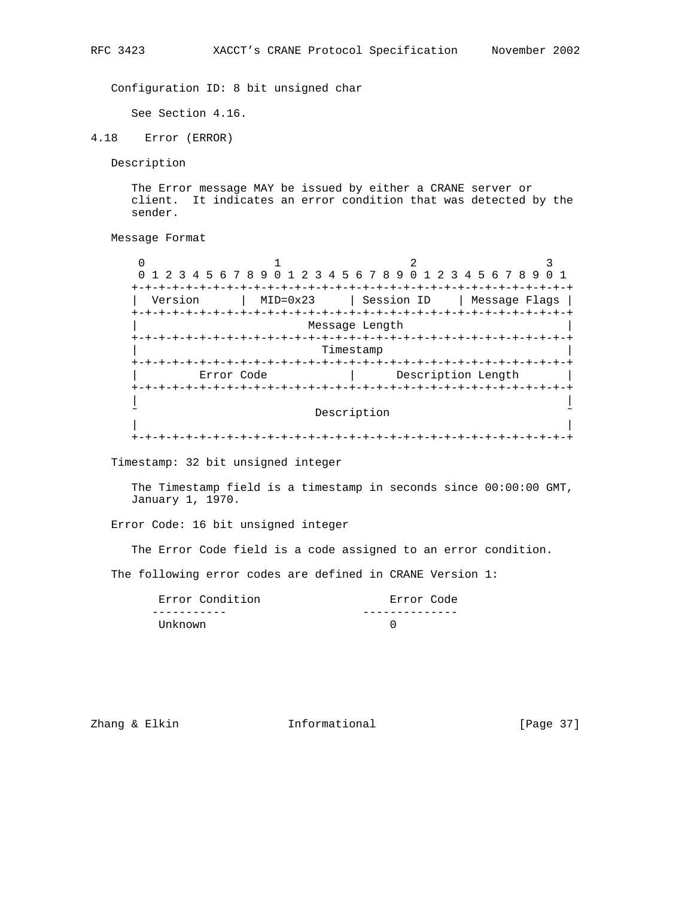Configuration ID: 8 bit unsigned char

See Section 4.16.

### 4.18 Error (ERROR)

Description

The Error message MAY be issued by either a CRANE server or client. It indicates an error condition that was detected by the sender.

Message Format

```
 0                   1                   2                   3
 0 1 2 3 4 5 6 7 8 9 0 1 2 3 4 5 6 7 8 9 0 1 2 3 4 5 6 7 8 9 0 1
+-+-+-+-+-+-+-+-+-+-+-+-+-+-+-+-+-+-+-+-+-+-+-+-+-+-+-+-+-+-+-+-+
|  Version      |  MID=0x23     | Session ID    | Message Flags |
+-+-+-+-+-+-+-+-+-+-+-+-+-+-+-+-+-+-+-+-+-+-+-+-+-+-+-+-+-+-+-+-+
|                         Message Length                        |
+-+-+-+-+-+-+-+-+-+-+-+-+-+-+-+-+-+-+-+-+-+-+-+-+-+-+-+-+-+-+-+-+
|                           Timestamp                           |
+-+-+-+-+-+-+-+-+-+-+-+-+-+-+-+-+-+-+-+-+-+-+-+-+-+-+-+-+-+-+-+-+
|         Error Code            |      Description Length       |
+-+-+-+-+-+-+-+-+-+-+-+-+-+-+-+-+-+-+-+-+-+-+-+-+-+-+-+-+-+-+-+-+
|                                                               |
~                          Description                          ~
|                                                               |
+-+-+-+-+-+-+-+-+-+-+-+-+-+-+-+-+-+-+-+-+-+-+-+-+-+-+-+-+-+-+-+-+
```

Timestamp: 32 bit unsigned integer

The Timestamp field is a timestamp in seconds since 00:00:00 GMT, January 1, 1970.

Error Code: 16 bit unsigned integer

The Error Code field is a code assigned to an error condition.

The following error codes are defined in CRANE Version 1:

| Error Condition | Error Code |
|---|---|
| Unknown | 0 |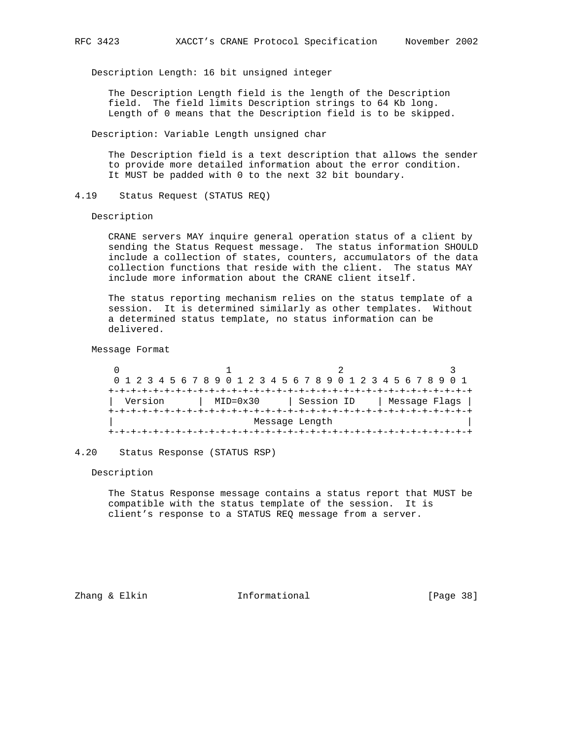Description Length: 16 bit unsigned integer

The Description Length field is the length of the Description field. The field limits Description strings to 64 Kb long. Length of 0 means that the Description field is to be skipped.

Description: Variable Length unsigned char

The Description field is a text description that allows the sender to provide more detailed information about the error condition. It MUST be padded with 0 to the next 32 bit boundary.

## 4.19 Status Request (STATUS REQ)

Description

CRANE servers MAY inquire general operation status of a client by sending the Status Request message. The status information SHOULD include a collection of states, counters, accumulators of the data collection functions that reside with the client. The status MAY include more information about the CRANE client itself.

The status reporting mechanism relies on the status template of a session. It is determined similarly as other templates. Without a determined status template, no status information can be delivered.

Message Format

```
 0                   1                   2                   3
 0 1 2 3 4 5 6 7 8 9 0 1 2 3 4 5 6 7 8 9 0 1 2 3 4 5 6 7 8 9 0 1
+-+-+-+-+-+-+-+-+-+-+-+-+-+-+-+-+-+-+-+-+-+-+-+-+-+-+-+-+-+-+-+-+
|  Version      |  MID=0x30     | Session ID    | Message Flags |
+-+-+-+-+-+-+-+-+-+-+-+-+-+-+-+-+-+-+-+-+-+-+-+-+-+-+-+-+-+-+-+-+
|                         Message Length                        |
+-+-+-+-+-+-+-+-+-+-+-+-+-+-+-+-+-+-+-+-+-+-+-+-+-+-+-+-+-+-+-+-+
```

## 4.20 Status Response (STATUS RSP)

Description

The Status Response message contains a status report that MUST be compatible with the status template of the session. It is client's response to a STATUS REQ message from a server.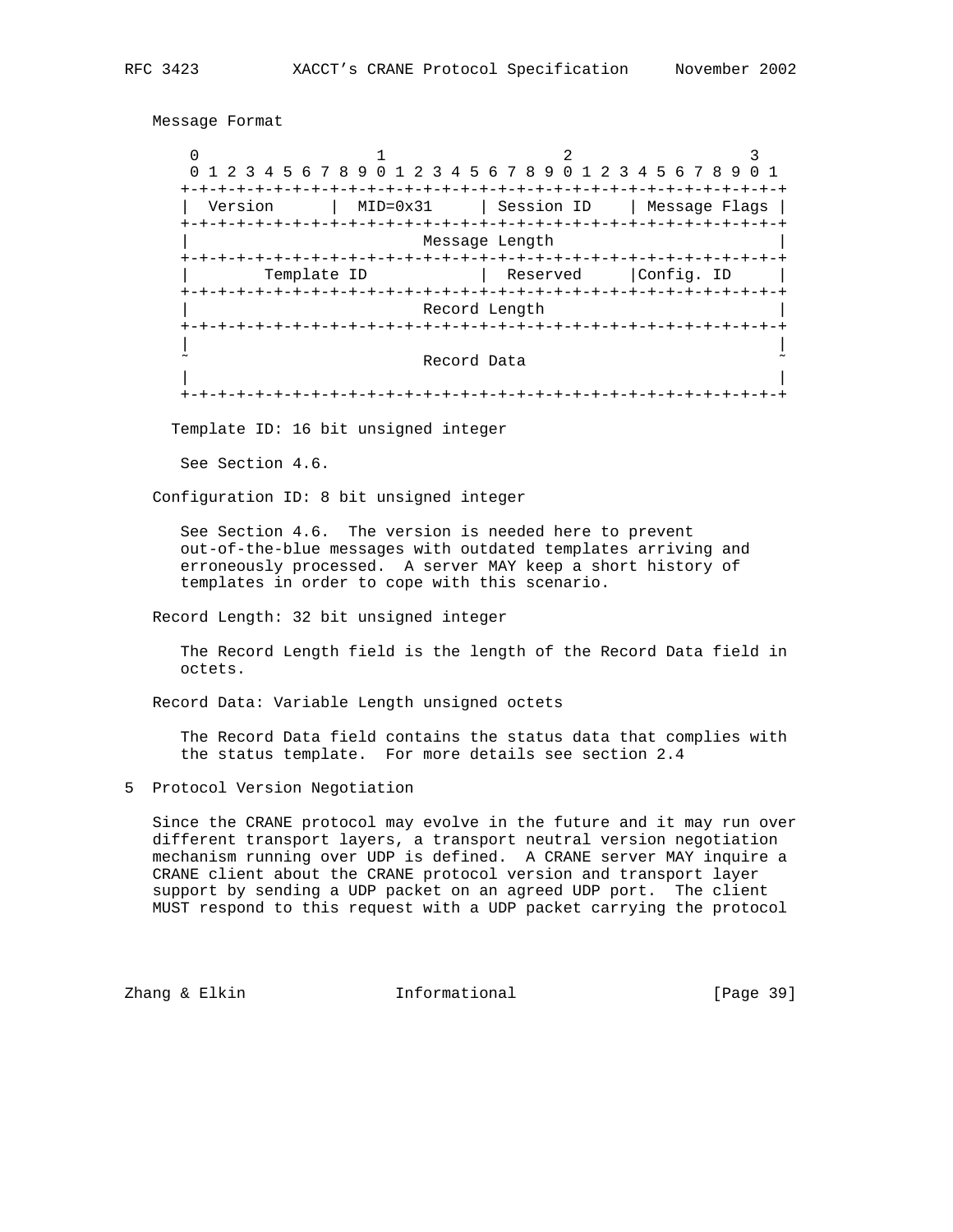Message Format

```
 0                   1                   2                   3
 0 1 2 3 4 5 6 7 8 9 0 1 2 3 4 5 6 7 8 9 0 1 2 3 4 5 6 7 8 9 0 1
+-+-+-+-+-+-+-+-+-+-+-+-+-+-+-+-+-+-+-+-+-+-+-+-+-+-+-+-+-+-+-+-+
|  Version      |  MID=0x31     | Session ID    | Message Flags |
+-+-+-+-+-+-+-+-+-+-+-+-+-+-+-+-+-+-+-+-+-+-+-+-+-+-+-+-+-+-+-+-+
|                         Message Length                        |
+-+-+-+-+-+-+-+-+-+-+-+-+-+-+-+-+-+-+-+-+-+-+-+-+-+-+-+-+-+-+-+-+
|        Template ID            |  Reserved     |Config. ID     |
+-+-+-+-+-+-+-+-+-+-+-+-+-+-+-+-+-+-+-+-+-+-+-+-+-+-+-+-+-+-+-+-+
|                         Record Length                         |
+-+-+-+-+-+-+-+-+-+-+-+-+-+-+-+-+-+-+-+-+-+-+-+-+-+-+-+-+-+-+-+-+
|                                                               |
~                         Record Data                           ~
|                                                               |
+-+-+-+-+-+-+-+-+-+-+-+-+-+-+-+-+-+-+-+-+-+-+-+-+-+-+-+-+-+-+-+-+
```

Template ID: 16 bit unsigned integer

See Section 4.6.

Configuration ID: 8 bit unsigned integer

See Section 4.6. The version is needed here to prevent out-of-the-blue messages with outdated templates arriving and erroneously processed. A server MAY keep a short history of templates in order to cope with this scenario.

Record Length: 32 bit unsigned integer

The Record Length field is the length of the Record Data field in octets.

Record Data: Variable Length unsigned octets

The Record Data field contains the status data that complies with the status template. For more details see section 2.4

## 5 Protocol Version Negotiation

Since the CRANE protocol may evolve in the future and it may run over different transport layers, a transport neutral version negotiation mechanism running over UDP is defined. A CRANE server MAY inquire a CRANE client about the CRANE protocol version and transport layer support by sending a UDP packet on an agreed UDP port. The client MUST respond to this request with a UDP packet carrying the protocol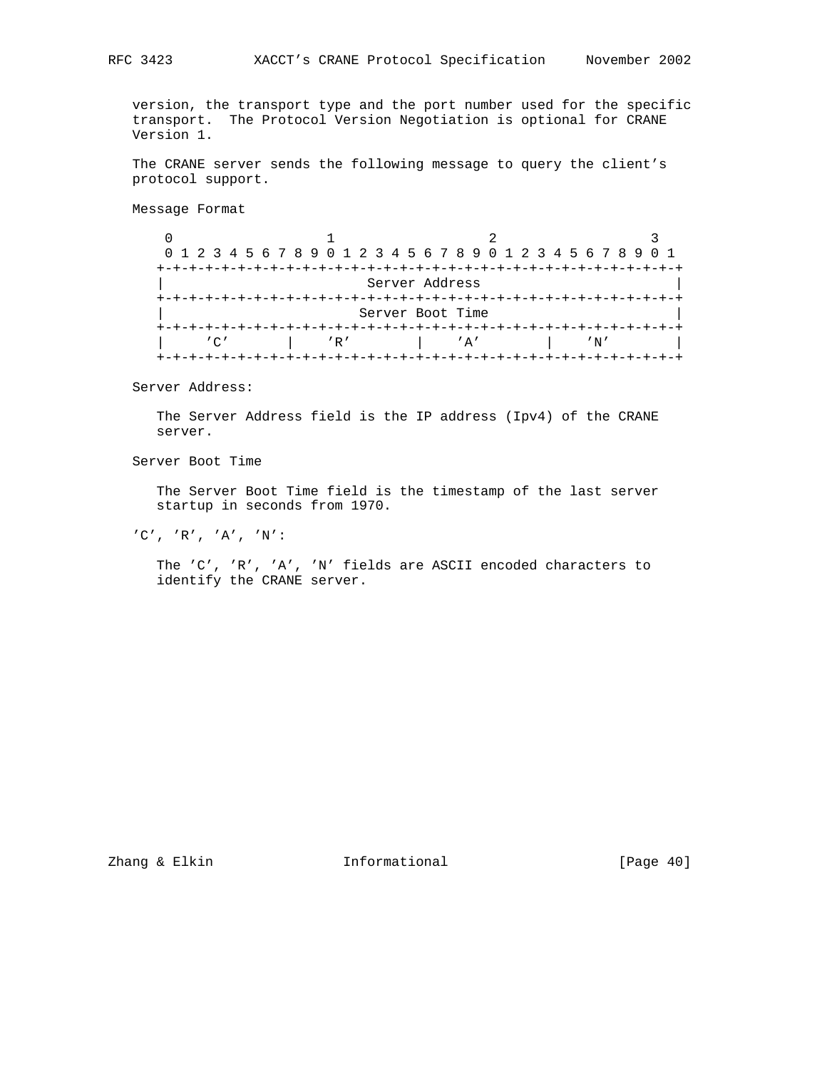version, the transport type and the port number used for the specific transport. The Protocol Version Negotiation is optional for CRANE Version 1.

The CRANE server sends the following message to query the client's protocol support.

Message Format

```
 0                   1                   2                   3
 0 1 2 3 4 5 6 7 8 9 0 1 2 3 4 5 6 7 8 9 0 1 2 3 4 5 6 7 8 9 0 1
+-+-+-+-+-+-+-+-+-+-+-+-+-+-+-+-+-+-+-+-+-+-+-+-+-+-+-+-+-+-+-+-+
|                        Server Address                         |
+-+-+-+-+-+-+-+-+-+-+-+-+-+-+-+-+-+-+-+-+-+-+-+-+-+-+-+-+-+-+-+-+
|                       Server Boot Time                        |
+-+-+-+-+-+-+-+-+-+-+-+-+-+-+-+-+-+-+-+-+-+-+-+-+-+-+-+-+-+-+-+-+
|     'C'       |     'R'       |     'A'       |     'N'       |
+-+-+-+-+-+-+-+-+-+-+-+-+-+-+-+-+-+-+-+-+-+-+-+-+-+-+-+-+-+-+-+-+
```

Server Address:

The Server Address field is the IP address (Ipv4) of the CRANE server.

Server Boot Time

The Server Boot Time field is the timestamp of the last server startup in seconds from 1970.

'C', 'R', 'A', 'N':

The 'C', 'R', 'A', 'N' fields are ASCII encoded characters to identify the CRANE server.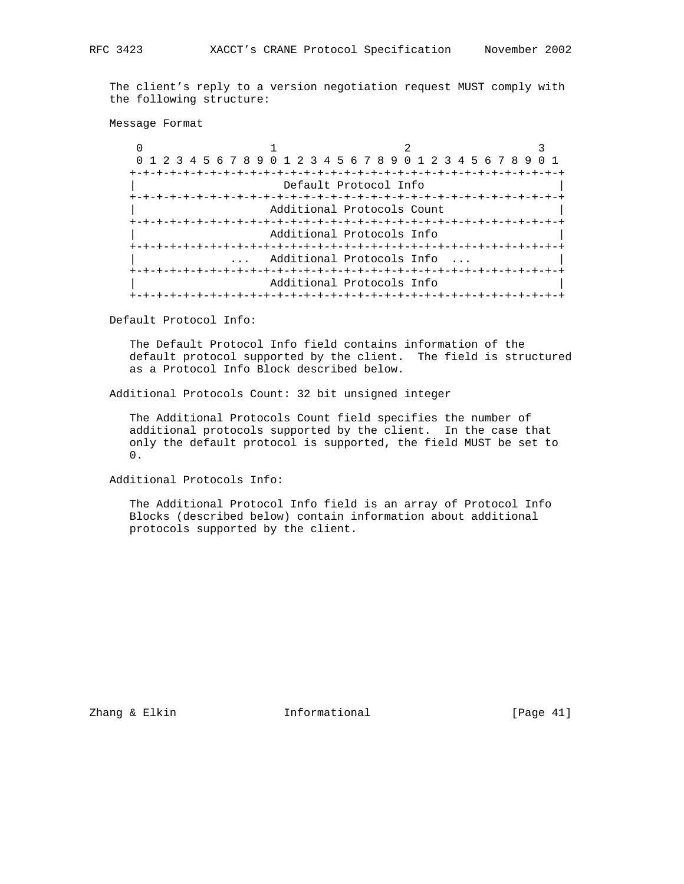The client's reply to a version negotiation request MUST comply with the following structure:

Message Format

```
 0                   1                   2                   3
 0 1 2 3 4 5 6 7 8 9 0 1 2 3 4 5 6 7 8 9 0 1 2 3 4 5 6 7 8 9 0 1
+-+-+-+-+-+-+-+-+-+-+-+-+-+-+-+-+-+-+-+-+-+-+-+-+-+-+-+-+-+-+-+-+
|                     Default Protocol Info                     |
+-+-+-+-+-+-+-+-+-+-+-+-+-+-+-+-+-+-+-+-+-+-+-+-+-+-+-+-+-+-+-+-+
|                   Additional Protocols Count                  |
+-+-+-+-+-+-+-+-+-+-+-+-+-+-+-+-+-+-+-+-+-+-+-+-+-+-+-+-+-+-+-+-+
|                   Additional Protocols Info                   |
+-+-+-+-+-+-+-+-+-+-+-+-+-+-+-+-+-+-+-+-+-+-+-+-+-+-+-+-+-+-+-+-+
|              ...  Additional Protocols Info  ...              |
+-+-+-+-+-+-+-+-+-+-+-+-+-+-+-+-+-+-+-+-+-+-+-+-+-+-+-+-+-+-+-+-+
|                   Additional Protocols Info                   |
+-+-+-+-+-+-+-+-+-+-+-+-+-+-+-+-+-+-+-+-+-+-+-+-+-+-+-+-+-+-+-+-+
```

Default Protocol Info:

The Default Protocol Info field contains information of the default protocol supported by the client. The field is structured as a Protocol Info Block described below.

Additional Protocols Count: 32 bit unsigned integer

The Additional Protocols Count field specifies the number of additional protocols supported by the client. In the case that only the default protocol is supported, the field MUST be set to 0.

Additional Protocols Info:

The Additional Protocol Info field is an array of Protocol Info Blocks (described below) contain information about additional protocols supported by the client.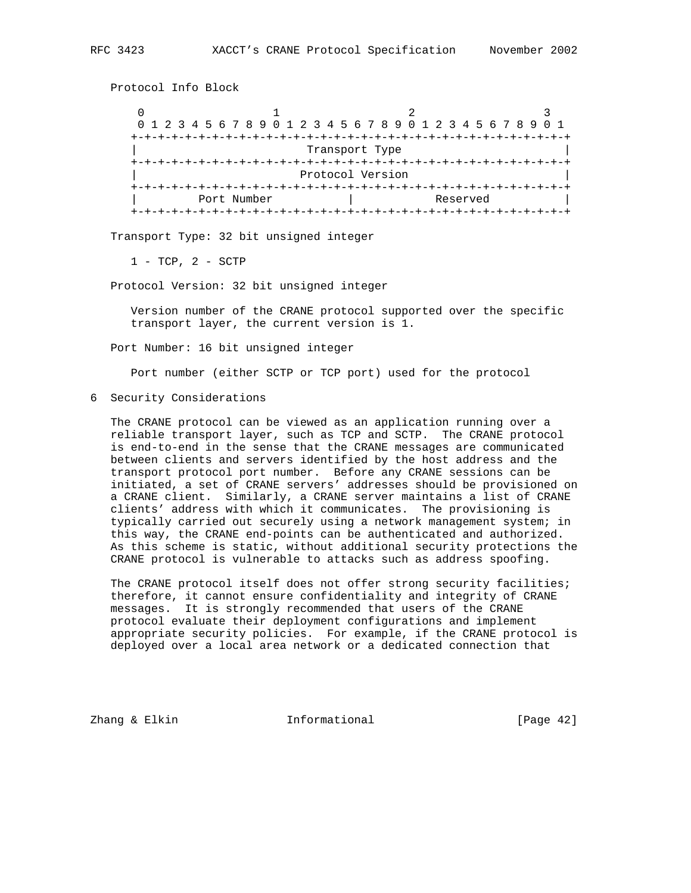Protocol Info Block

```
 0                   1                   2                   3
 0 1 2 3 4 5 6 7 8 9 0 1 2 3 4 5 6 7 8 9 0 1 2 3 4 5 6 7 8 9 0 1
+-+-+-+-+-+-+-+-+-+-+-+-+-+-+-+-+-+-+-+-+-+-+-+-+-+-+-+-+-+-+-+-+
|                         Transport Type                        |
+-+-+-+-+-+-+-+-+-+-+-+-+-+-+-+-+-+-+-+-+-+-+-+-+-+-+-+-+-+-+-+-+
|                        Protocol Version                       |
+-+-+-+-+-+-+-+-+-+-+-+-+-+-+-+-+-+-+-+-+-+-+-+-+-+-+-+-+-+-+-+-+
|         Port Number           |            Reserved           |
+-+-+-+-+-+-+-+-+-+-+-+-+-+-+-+-+-+-+-+-+-+-+-+-+-+-+-+-+-+-+-+-+
```

Transport Type: 32 bit unsigned integer

1 - TCP, 2 - SCTP

Protocol Version: 32 bit unsigned integer

Version number of the CRANE protocol supported over the specific transport layer, the current version is 1.

Port Number: 16 bit unsigned integer

Port number (either SCTP or TCP port) used for the protocol

## 6 Security Considerations

The CRANE protocol can be viewed as an application running over a reliable transport layer, such as TCP and SCTP. The CRANE protocol is end-to-end in the sense that the CRANE messages are communicated between clients and servers identified by the host address and the transport protocol port number. Before any CRANE sessions can be initiated, a set of CRANE servers' addresses should be provisioned on a CRANE client. Similarly, a CRANE server maintains a list of CRANE clients' address with which it communicates. The provisioning is typically carried out securely using a network management system; in this way, the CRANE end-points can be authenticated and authorized. As this scheme is static, without additional security protections the CRANE protocol is vulnerable to attacks such as address spoofing.

The CRANE protocol itself does not offer strong security facilities; therefore, it cannot ensure confidentiality and integrity of CRANE messages. It is strongly recommended that users of the CRANE protocol evaluate their deployment configurations and implement appropriate security policies. For example, if the CRANE protocol is deployed over a local area network or a dedicated connection that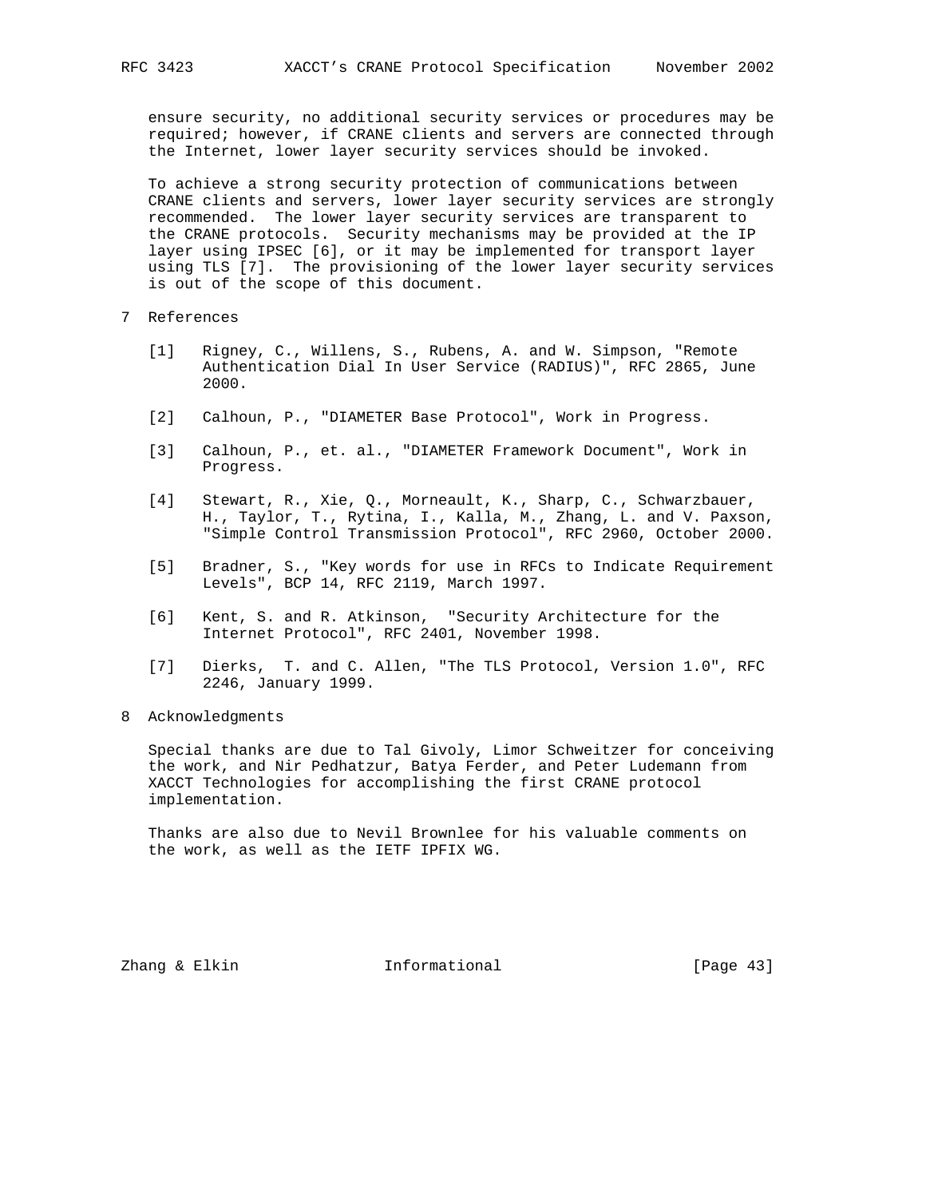ensure security, no additional security services or procedures may be required; however, if CRANE clients and servers are connected through the Internet, lower layer security services should be invoked.

To achieve a strong security protection of communications between CRANE clients and servers, lower layer security services are strongly recommended. The lower layer security services are transparent to the CRANE protocols. Security mechanisms may be provided at the IP layer using IPSEC [6], or it may be implemented for transport layer using TLS [7]. The provisioning of the lower layer security services is out of the scope of this document.

# 7 References

[1] Rigney, C., Willens, S., Rubens, A. and W. Simpson, "Remote Authentication Dial In User Service (RADIUS)", RFC 2865, June 2000.

[2] Calhoun, P., "DIAMETER Base Protocol", Work in Progress.

[3] Calhoun, P., et. al., "DIAMETER Framework Document", Work in Progress.

[4] Stewart, R., Xie, Q., Morneault, K., Sharp, C., Schwarzbauer, H., Taylor, T., Rytina, I., Kalla, M., Zhang, L. and V. Paxson, "Simple Control Transmission Protocol", RFC 2960, October 2000.

[5] Bradner, S., "Key words for use in RFCs to Indicate Requirement Levels", BCP 14, RFC 2119, March 1997.

[6] Kent, S. and R. Atkinson, "Security Architecture for the Internet Protocol", RFC 2401, November 1998.

[7] Dierks, T. and C. Allen, "The TLS Protocol, Version 1.0", RFC 2246, January 1999.

# 8 Acknowledgments

Special thanks are due to Tal Givoly, Limor Schweitzer for conceiving the work, and Nir Pedhatzur, Batya Ferder, and Peter Ludemann from XACCT Technologies for accomplishing the first CRANE protocol implementation.

Thanks are also due to Nevil Brownlee for his valuable comments on the work, as well as the IETF IPFIX WG.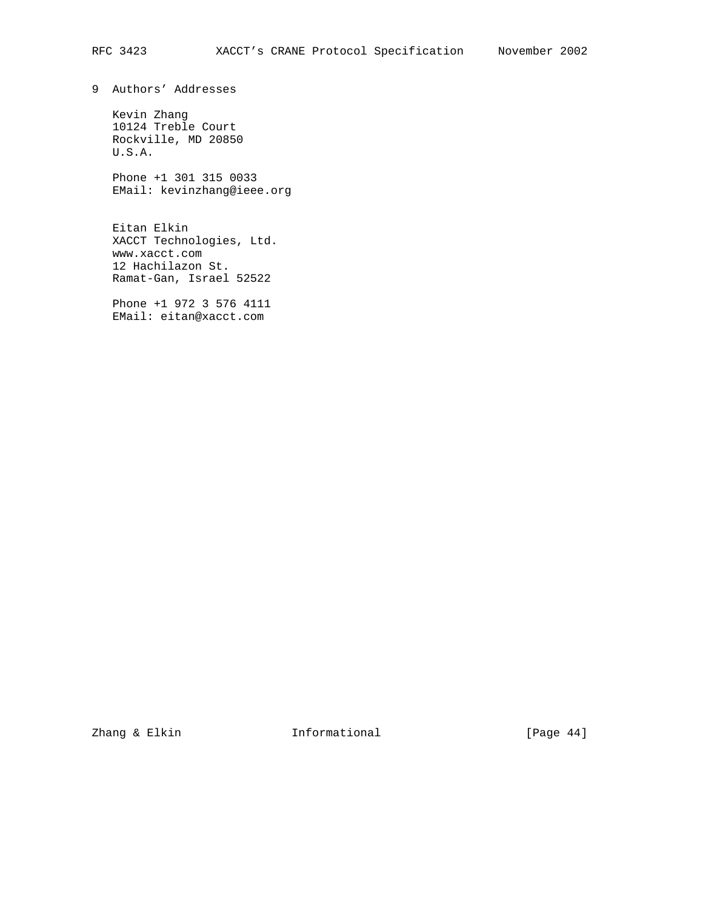# 9 Authors' Addresses

Kevin Zhang
10124 Treble Court
Rockville, MD 20850
U.S.A.

Phone +1 301 315 0033
EMail: kevinzhang@ieee.org

Eitan Elkin
XACCT Technologies, Ltd.
www.xacct.com
12 Hachilazon St.
Ramat-Gan, Israel 52522

Phone +1 972 3 576 4111
EMail: eitan@xacct.com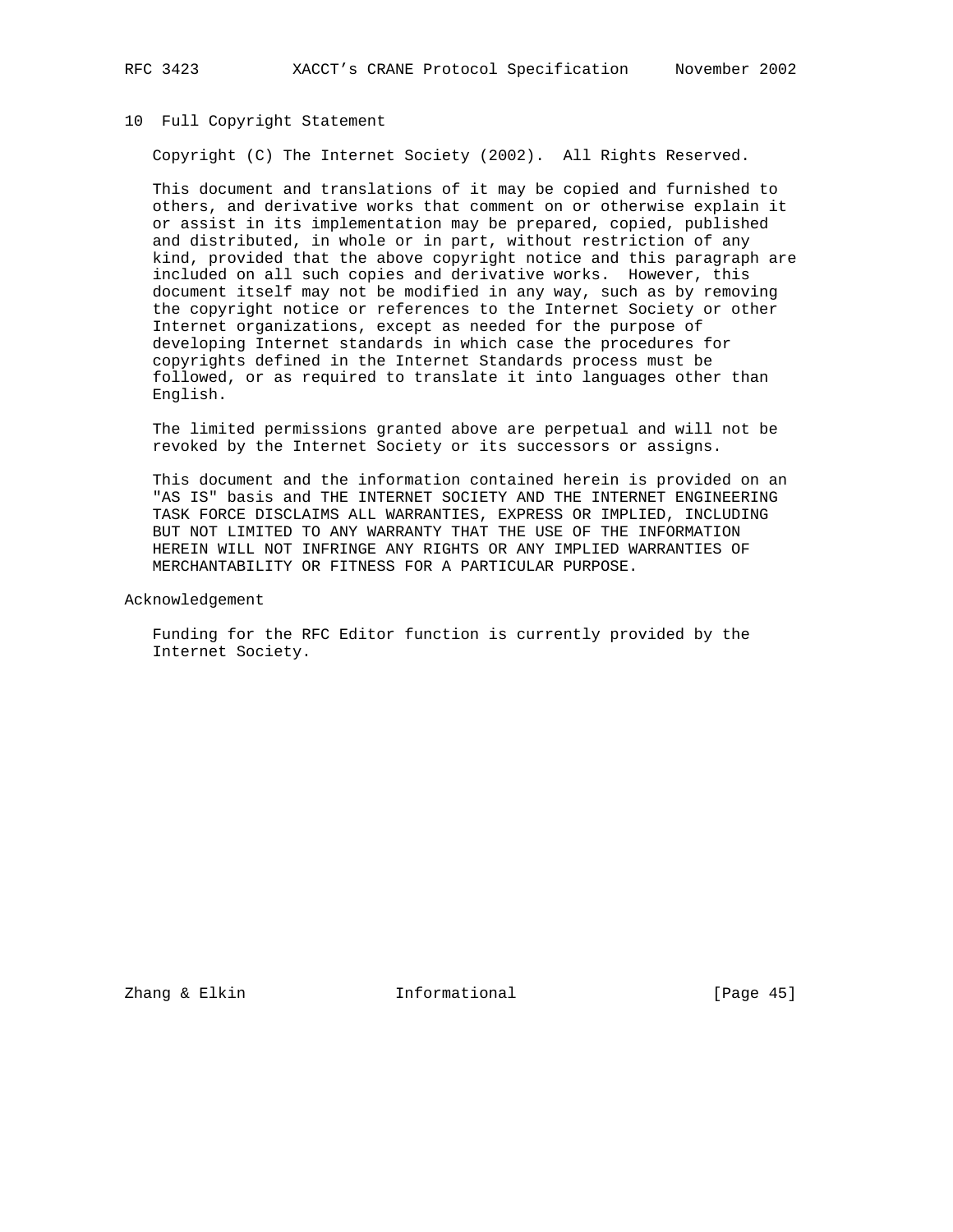## 10 Full Copyright Statement

Copyright (C) The Internet Society (2002). All Rights Reserved.

This document and translations of it may be copied and furnished to others, and derivative works that comment on or otherwise explain it or assist in its implementation may be prepared, copied, published and distributed, in whole or in part, without restriction of any kind, provided that the above copyright notice and this paragraph are included on all such copies and derivative works. However, this document itself may not be modified in any way, such as by removing the copyright notice or references to the Internet Society or other Internet organizations, except as needed for the purpose of developing Internet standards in which case the procedures for copyrights defined in the Internet Standards process must be followed, or as required to translate it into languages other than English.

The limited permissions granted above are perpetual and will not be revoked by the Internet Society or its successors or assigns.

This document and the information contained herein is provided on an "AS IS" basis and THE INTERNET SOCIETY AND THE INTERNET ENGINEERING TASK FORCE DISCLAIMS ALL WARRANTIES, EXPRESS OR IMPLIED, INCLUDING BUT NOT LIMITED TO ANY WARRANTY THAT THE USE OF THE INFORMATION HEREIN WILL NOT INFRINGE ANY RIGHTS OR ANY IMPLIED WARRANTIES OF MERCHANTABILITY OR FITNESS FOR A PARTICULAR PURPOSE.

## Acknowledgement

Funding for the RFC Editor function is currently provided by the Internet Society.